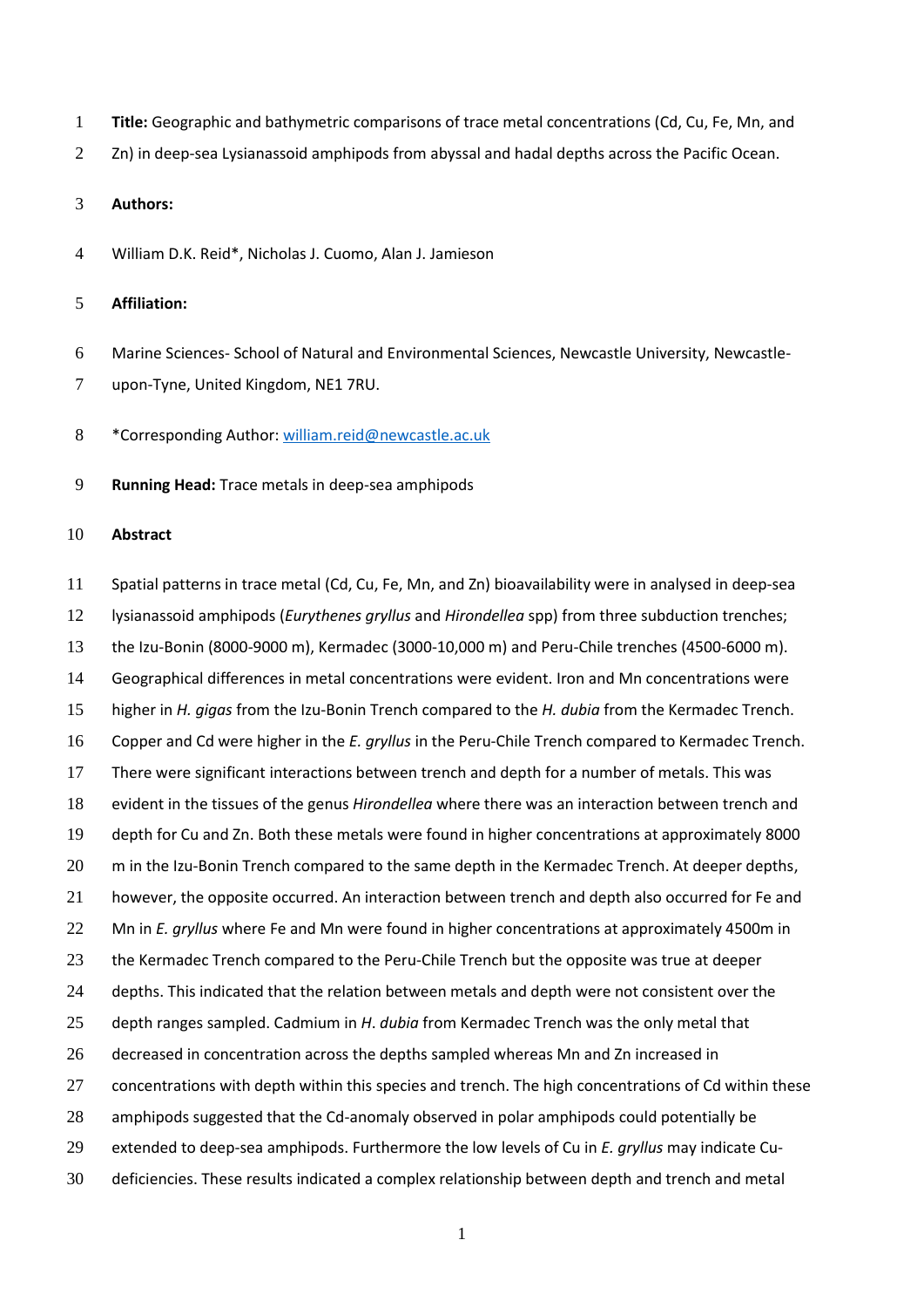**Title:** Geographic and bathymetric comparisons of trace metal concentrations (Cd, Cu, Fe, Mn, and Zn) in deep-sea Lysianassoid amphipods from abyssal and hadal depths across the Pacific Ocean.

**Authors:**

William D.K. Reid*, Nicholas J. Cuomo, Alan J. Jamieson

**Affiliation:**

Marine Sciences- School of Natural and Environmental Sciences, Newcastle University, Newcastle-upon-Tyne, United Kingdom, NE1 7RU.

*Corresponding Author: william.reid@newcastle.ac.uk

**Running Head:** Trace metals in deep-sea amphipods

**Abstract**

Spatial patterns in trace metal (Cd, Cu, Fe, Mn, and Zn) bioavailability were in analysed in deep-sea lysianassoid amphipods (*Eurythenes gryllus* and *Hirondellea* spp) from three subduction trenches; the Izu-Bonin (8000-9000 m), Kermadec (3000-10,000 m) and Peru-Chile trenches (4500-6000 m). Geographical differences in metal concentrations were evident. Iron and Mn concentrations were higher in *H. gigas* from the Izu-Bonin Trench compared to the *H. dubia* from the Kermadec Trench. Copper and Cd were higher in the *E. gryllus* in the Peru-Chile Trench compared to Kermadec Trench. There were significant interactions between trench and depth for a number of metals. This was evident in the tissues of the genus *Hirondellea* where there was an interaction between trench and depth for Cu and Zn. Both these metals were found in higher concentrations at approximately 8000 m in the Izu-Bonin Trench compared to the same depth in the Kermadec Trench. At deeper depths, however, the opposite occurred. An interaction between trench and depth also occurred for Fe and Mn in *E. gryllus* where Fe and Mn were found in higher concentrations at approximately 4500m in the Kermadec Trench compared to the Peru-Chile Trench but the opposite was true at deeper depths. This indicated that the relation between metals and depth were not consistent over the depth ranges sampled. Cadmium in *H. dubia* from Kermadec Trench was the only metal that decreased in concentration across the depths sampled whereas Mn and Zn increased in concentrations with depth within this species and trench. The high concentrations of Cd within these amphipods suggested that the Cd-anomaly observed in polar amphipods could potentially be extended to deep-sea amphipods. Furthermore the low levels of Cu in *E. gryllus* may indicate Cu-deficiencies. These results indicated a complex relationship between depth and trench and metal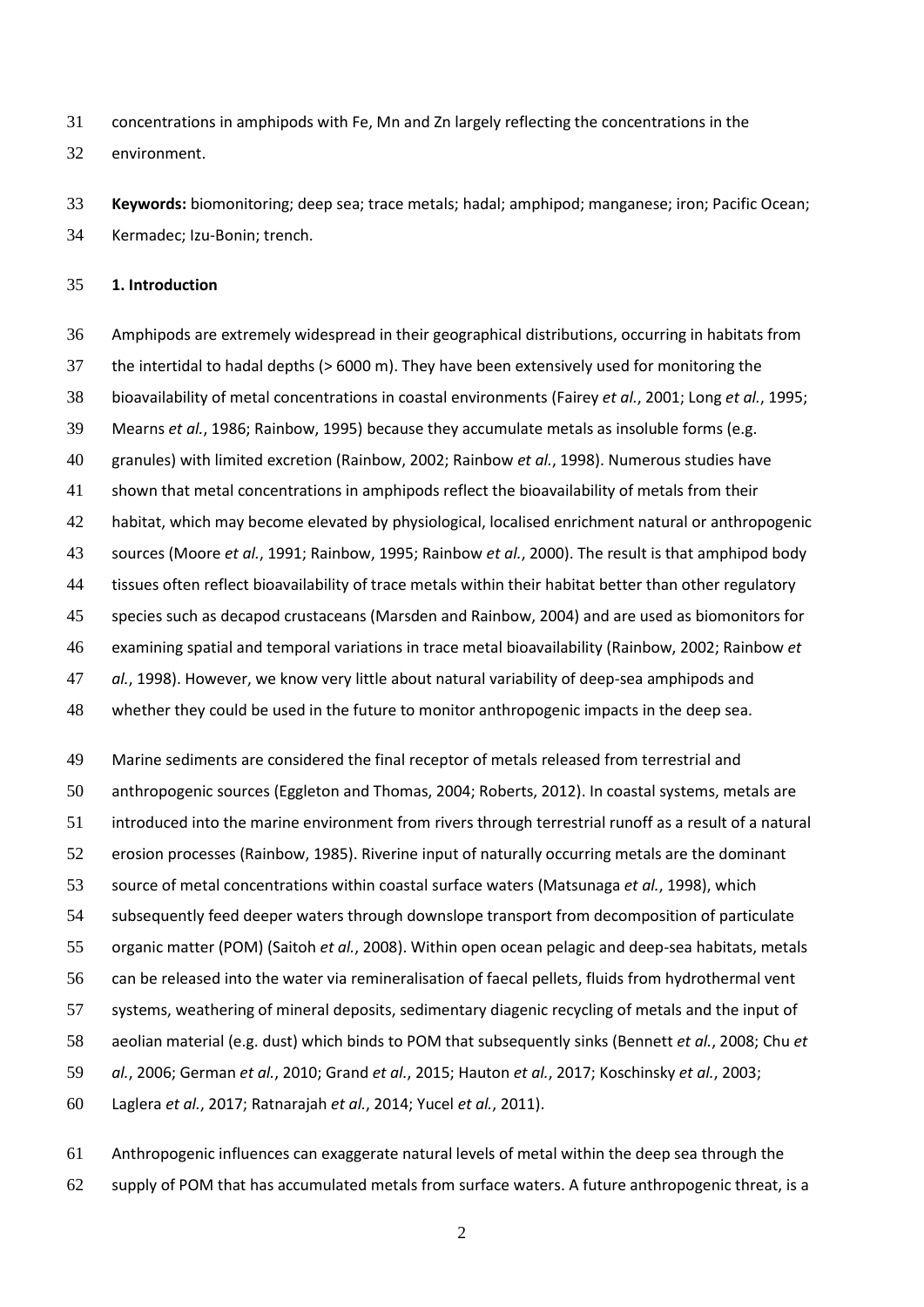concentrations in amphipods with Fe, Mn and Zn largely reflecting the concentrations in the environment.

**Keywords:** biomonitoring; deep sea; trace metals; hadal; amphipod; manganese; iron; Pacific Ocean; Kermadec; Izu-Bonin; trench.

## 1. Introduction

Amphipods are extremely widespread in their geographical distributions, occurring in habitats from the intertidal to hadal depths (> 6000 m). They have been extensively used for monitoring the bioavailability of metal concentrations in coastal environments (Fairey *et al.*, 2001; Long *et al.*, 1995; Mearns *et al.*, 1986; Rainbow, 1995) because they accumulate metals as insoluble forms (e.g. granules) with limited excretion (Rainbow, 2002; Rainbow *et al.*, 1998). Numerous studies have shown that metal concentrations in amphipods reflect the bioavailability of metals from their habitat, which may become elevated by physiological, localised enrichment natural or anthropogenic sources (Moore *et al.*, 1991; Rainbow, 1995; Rainbow *et al.*, 2000). The result is that amphipod body tissues often reflect bioavailability of trace metals within their habitat better than other regulatory species such as decapod crustaceans (Marsden and Rainbow, 2004) and are used as biomonitors for examining spatial and temporal variations in trace metal bioavailability (Rainbow, 2002; Rainbow *et al.*, 1998). However, we know very little about natural variability of deep-sea amphipods and whether they could be used in the future to monitor anthropogenic impacts in the deep sea.

Marine sediments are considered the final receptor of metals released from terrestrial and anthropogenic sources (Eggleton and Thomas, 2004; Roberts, 2012). In coastal systems, metals are introduced into the marine environment from rivers through terrestrial runoff as a result of a natural erosion processes (Rainbow, 1985). Riverine input of naturally occurring metals are the dominant source of metal concentrations within coastal surface waters (Matsunaga *et al.*, 1998), which subsequently feed deeper waters through downslope transport from decomposition of particulate organic matter (POM) (Saitoh *et al.*, 2008). Within open ocean pelagic and deep-sea habitats, metals can be released into the water via remineralisation of faecal pellets, fluids from hydrothermal vent systems, weathering of mineral deposits, sedimentary diagenic recycling of metals and the input of aeolian material (e.g. dust) which binds to POM that subsequently sinks (Bennett *et al.*, 2008; Chu *et al.*, 2006; German *et al.*, 2010; Grand *et al.*, 2015; Hauton *et al.*, 2017; Koschinsky *et al.*, 2003; Laglera *et al.*, 2017; Ratnarajah *et al.*, 2014; Yucel *et al.*, 2011).

Anthropogenic influences can exaggerate natural levels of metal within the deep sea through the supply of POM that has accumulated metals from surface waters. A future anthropogenic threat, is a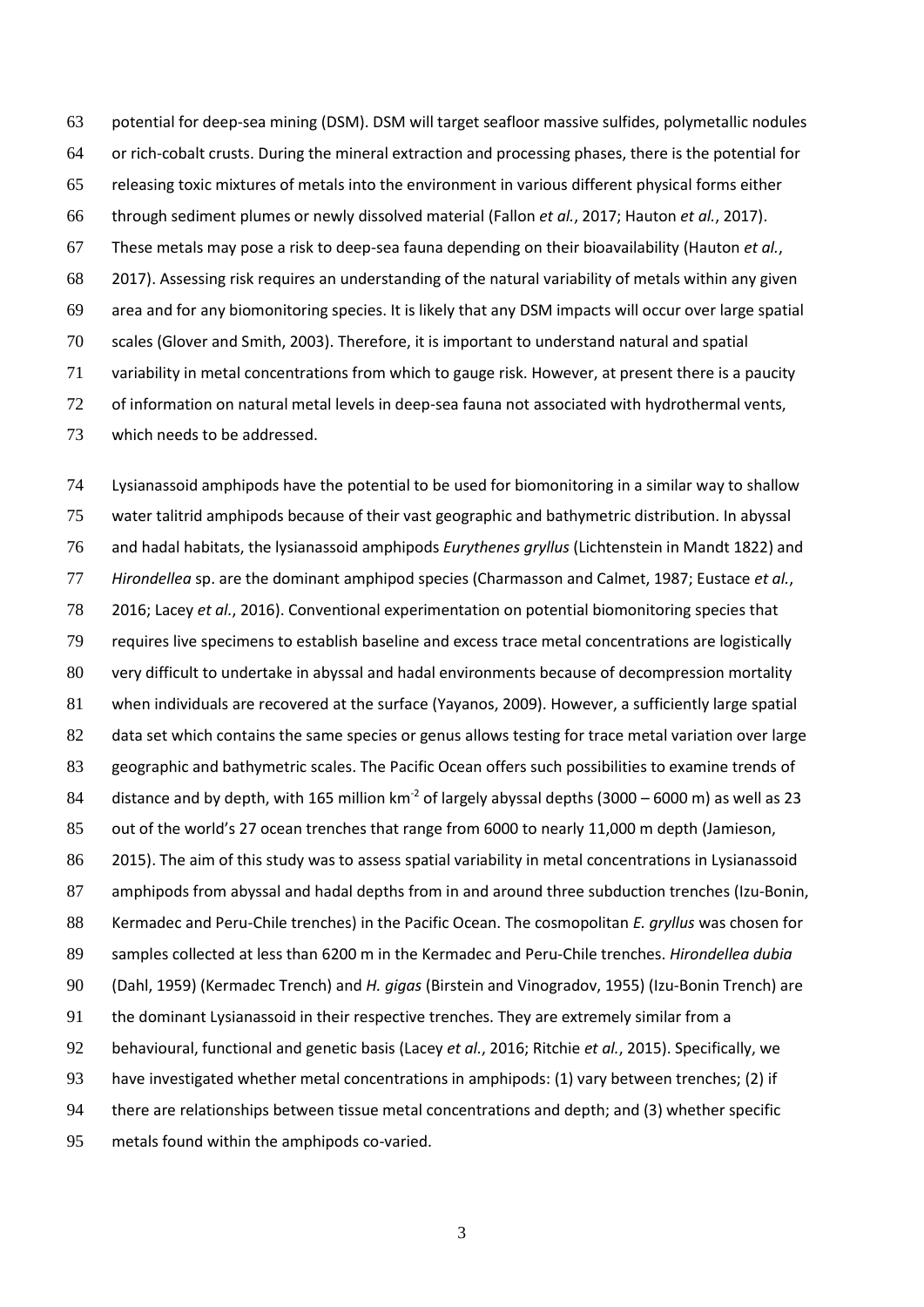potential for deep-sea mining (DSM). DSM will target seafloor massive sulfides, polymetallic nodules or rich-cobalt crusts. During the mineral extraction and processing phases, there is the potential for releasing toxic mixtures of metals into the environment in various different physical forms either through sediment plumes or newly dissolved material (Fallon *et al.*, 2017; Hauton *et al.*, 2017). These metals may pose a risk to deep-sea fauna depending on their bioavailability (Hauton *et al.*, 2017). Assessing risk requires an understanding of the natural variability of metals within any given area and for any biomonitoring species. It is likely that any DSM impacts will occur over large spatial scales (Glover and Smith, 2003). Therefore, it is important to understand natural and spatial variability in metal concentrations from which to gauge risk. However, at present there is a paucity of information on natural metal levels in deep-sea fauna not associated with hydrothermal vents, which needs to be addressed.

Lysianassoid amphipods have the potential to be used for biomonitoring in a similar way to shallow water talitrid amphipods because of their vast geographic and bathymetric distribution. In abyssal and hadal habitats, the lysianassoid amphipods *Eurythenes gryllus* (Lichtenstein in Mandt 1822) and *Hirondellea* sp. are the dominant amphipod species (Charmasson and Calmet, 1987; Eustace *et al.*, 2016; Lacey *et al.*, 2016). Conventional experimentation on potential biomonitoring species that requires live specimens to establish baseline and excess trace metal concentrations are logistically very difficult to undertake in abyssal and hadal environments because of decompression mortality when individuals are recovered at the surface (Yayanos, 2009). However, a sufficiently large spatial data set which contains the same species or genus allows testing for trace metal variation over large geographic and bathymetric scales. The Pacific Ocean offers such possibilities to examine trends of distance and by depth, with 165 million $km^{-2}$ of largely abyssal depths (3000 – 6000 m) as well as 23 out of the world's 27 ocean trenches that range from 6000 to nearly 11,000 m depth (Jamieson, 2015). The aim of this study was to assess spatial variability in metal concentrations in Lysianassoid amphipods from abyssal and hadal depths from in and around three subduction trenches (Izu-Bonin, Kermadec and Peru-Chile trenches) in the Pacific Ocean. The cosmopolitan *E. gryllus* was chosen for samples collected at less than 6200 m in the Kermadec and Peru-Chile trenches. *Hirondellea dubia* (Dahl, 1959) (Kermadec Trench) and *H. gigas* (Birstein and Vinogradov, 1955) (Izu-Bonin Trench) are the dominant Lysianassoid in their respective trenches. They are extremely similar from a behavioural, functional and genetic basis (Lacey *et al.*, 2016; Ritchie *et al.*, 2015). Specifically, we have investigated whether metal concentrations in amphipods: (1) vary between trenches; (2) if there are relationships between tissue metal concentrations and depth; and (3) whether specific metals found within the amphipods co-varied.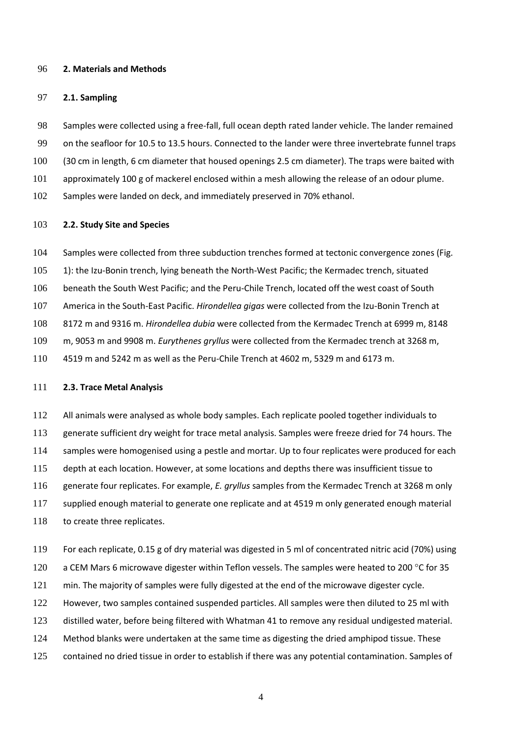## 2. Materials and Methods

### 2.1. Sampling

Samples were collected using a free-fall, full ocean depth rated lander vehicle. The lander remained on the seafloor for 10.5 to 13.5 hours. Connected to the lander were three invertebrate funnel traps (30 cm in length, 6 cm diameter that housed openings 2.5 cm diameter). The traps were baited with approximately 100 g of mackerel enclosed within a mesh allowing the release of an odour plume. Samples were landed on deck, and immediately preserved in 70% ethanol.

### 2.2. Study Site and Species

Samples were collected from three subduction trenches formed at tectonic convergence zones (Fig. 1): the Izu-Bonin trench, lying beneath the North-West Pacific; the Kermadec trench, situated beneath the South West Pacific; and the Peru-Chile Trench, located off the west coast of South America in the South-East Pacific. *Hirondellea gigas* were collected from the Izu-Bonin Trench at 8172 m and 9316 m. *Hirondellea dubia* were collected from the Kermadec Trench at 6999 m, 8148 m, 9053 m and 9908 m. *Eurythenes gryllus* were collected from the Kermadec trench at 3268 m, 4519 m and 5242 m as well as the Peru-Chile Trench at 4602 m, 5329 m and 6173 m.

### 2.3. Trace Metal Analysis

All animals were analysed as whole body samples. Each replicate pooled together individuals to generate sufficient dry weight for trace metal analysis. Samples were freeze dried for 74 hours. The samples were homogenised using a pestle and mortar. Up to four replicates were produced for each depth at each location. However, at some locations and depths there was insufficient tissue to generate four replicates. For example, *E. gryllus* samples from the Kermadec Trench at 3268 m only supplied enough material to generate one replicate and at 4519 m only generated enough material to create three replicates.

For each replicate, 0.15 g of dry material was digested in 5 ml of concentrated nitric acid (70%) using a CEM Mars 6 microwave digester within Teflon vessels. The samples were heated to 200 °C for 35 min. The majority of samples were fully digested at the end of the microwave digester cycle. However, two samples contained suspended particles. All samples were then diluted to 25 ml with distilled water, before being filtered with Whatman 41 to remove any residual undigested material. Method blanks were undertaken at the same time as digesting the dried amphipod tissue. These contained no dried tissue in order to establish if there was any potential contamination. Samples of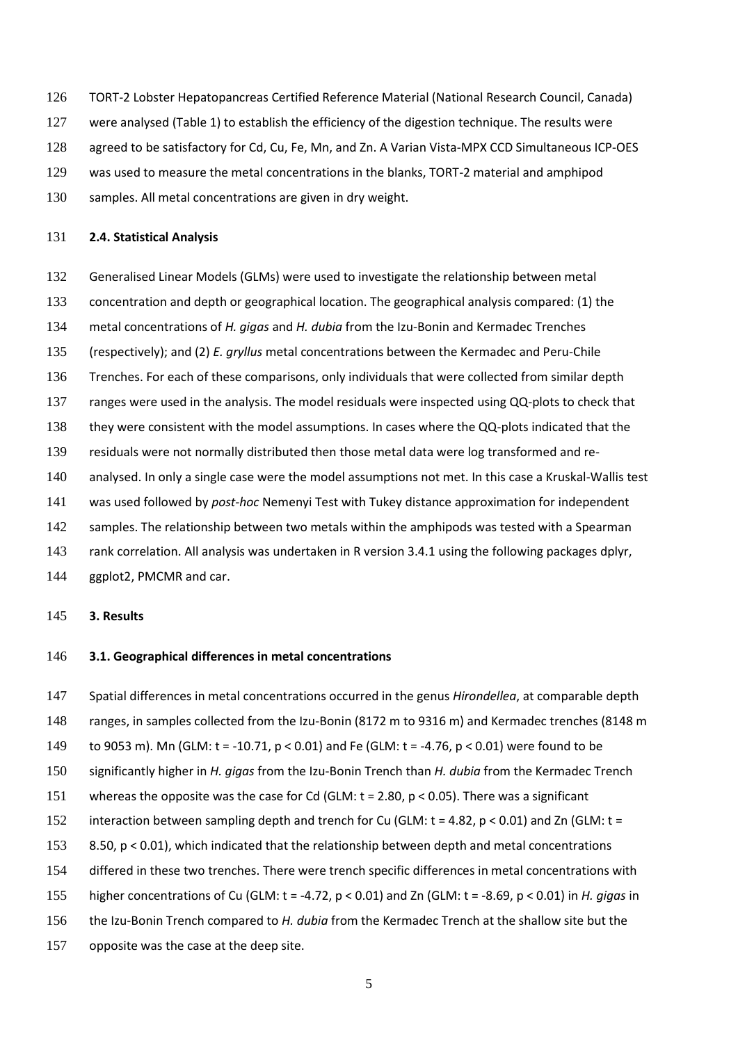TORT-2 Lobster Hepatopancreas Certified Reference Material (National Research Council, Canada) were analysed (Table 1) to establish the efficiency of the digestion technique. The results were agreed to be satisfactory for Cd, Cu, Fe, Mn, and Zn. A Varian Vista-MPX CCD Simultaneous ICP-OES was used to measure the metal concentrations in the blanks, TORT-2 material and amphipod samples. All metal concentrations are given in dry weight.

### 2.4. Statistical Analysis

Generalised Linear Models (GLMs) were used to investigate the relationship between metal concentration and depth or geographical location. The geographical analysis compared: (1) the metal concentrations of *H. gigas* and *H. dubia* from the Izu-Bonin and Kermadec Trenches (respectively); and (2) *E. gryllus* metal concentrations between the Kermadec and Peru-Chile Trenches. For each of these comparisons, only individuals that were collected from similar depth ranges were used in the analysis. The model residuals were inspected using QQ-plots to check that they were consistent with the model assumptions. In cases where the QQ-plots indicated that the residuals were not normally distributed then those metal data were log transformed and re-analysed. In only a single case were the model assumptions not met. In this case a Kruskal-Wallis test was used followed by *post-hoc* Nemenyi Test with Tukey distance approximation for independent samples. The relationship between two metals within the amphipods was tested with a Spearman rank correlation. All analysis was undertaken in R version 3.4.1 using the following packages dplyr, ggplot2, PMCMR and car.

## 3. Results

### 3.1. Geographical differences in metal concentrations

Spatial differences in metal concentrations occurred in the genus *Hirondellea*, at comparable depth ranges, in samples collected from the Izu-Bonin (8172 m to 9316 m) and Kermadec trenches (8148 m to 9053 m). Mn (GLM: $t = -10.71$, $p < 0.01$) and Fe (GLM: $t = -4.76$, $p < 0.01$) were found to be significantly higher in *H. gigas* from the Izu-Bonin Trench than *H. dubia* from the Kermadec Trench whereas the opposite was the case for Cd (GLM: $t = 2.80$, $p < 0.05$). There was a significant interaction between sampling depth and trench for Cu (GLM: $t = 4.82$, $p < 0.01$) and Zn (GLM: $t = 8.50$, $p < 0.01$), which indicated that the relationship between depth and metal concentrations differed in these two trenches. There were trench specific differences in metal concentrations with higher concentrations of Cu (GLM: $t = -4.72$, $p < 0.01$) and Zn (GLM: $t = -8.69$, $p < 0.01$) in *H. gigas* in the Izu-Bonin Trench compared to *H. dubia* from the Kermadec Trench at the shallow site but the opposite was the case at the deep site.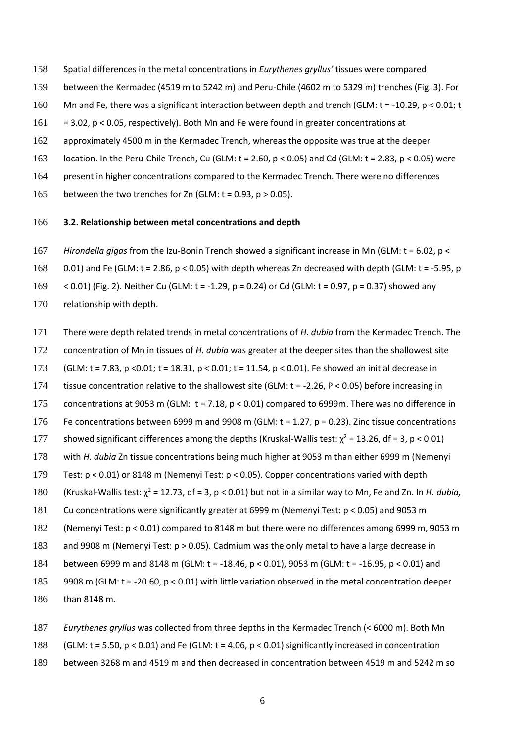Spatial differences in the metal concentrations in *Eurythenes gryllus'* tissues were compared between the Kermadec (4519 m to 5242 m) and Peru-Chile (4602 m to 5329 m) trenches (Fig. 3). For Mn and Fe, there was a significant interaction between depth and trench (GLM: $t = -10.29$, $p < 0.01$; $t = 3.02$, $p < 0.05$, respectively). Both Mn and Fe were found in greater concentrations at approximately 4500 m in the Kermadec Trench, whereas the opposite was true at the deeper location. In the Peru-Chile Trench, Cu (GLM: $t = 2.60$, $p < 0.05$) and Cd (GLM: $t = 2.83$, $p < 0.05$) were present in higher concentrations compared to the Kermadec Trench. There were no differences between the two trenches for Zn (GLM: $t = 0.93$, $p > 0.05$).

**3.2. Relationship between metal concentrations and depth**

*Hirondella gigas* from the Izu-Bonin Trench showed a significant increase in Mn (GLM: $t = 6.02$, $p < 0.01$) and Fe (GLM: $t = 2.86$, $p < 0.05$) with depth whereas Zn decreased with depth (GLM: $t = -5.95$, $p < 0.01$) (Fig. 2). Neither Cu (GLM: $t = -1.29$, $p = 0.24$) or Cd (GLM: $t = 0.97$, $p = 0.37$) showed any relationship with depth.

There were depth related trends in metal concentrations of *H. dubia* from the Kermadec Trench. The concentration of Mn in tissues of *H. dubia* was greater at the deeper sites than the shallowest site (GLM: $t = 7.83$, $p < 0.01$; $t = 18.31$, $p < 0.01$; $t = 11.54$, $p < 0.01$). Fe showed an initial decrease in tissue concentration relative to the shallowest site (GLM: $t = -2.26$, $P < 0.05$) before increasing in concentrations at 9053 m (GLM: $t = 7.18$, $p < 0.01$) compared to 6999m. There was no difference in Fe concentrations between 6999 m and 9908 m (GLM: $t = 1.27$, $p = 0.23$). Zinc tissue concentrations showed significant differences among the depths (Kruskal-Wallis test: $\chi^2 = 13.26$, $df = 3$, $p < 0.01$) with *H. dubia* Zn tissue concentrations being much higher at 9053 m than either 6999 m (Nemenyi Test: $p < 0.01$) or 8148 m (Nemenyi Test: $p < 0.05$). Copper concentrations varied with depth (Kruskal-Wallis test: $\chi^2 = 12.73$, $df = 3$, $p < 0.01$) but not in a similar way to Mn, Fe and Zn. In *H. dubia,* Cu concentrations were significantly greater at 6999 m (Nemenyi Test: $p < 0.05$) and 9053 m (Nemenyi Test: $p < 0.01$) compared to 8148 m but there were no differences among 6999 m, 9053 m and 9908 m (Nemenyi Test: $p > 0.05$). Cadmium was the only metal to have a large decrease in between 6999 m and 8148 m (GLM: $t = -18.46$, $p < 0.01$), 9053 m (GLM: $t = -16.95$, $p < 0.01$) and 9908 m (GLM: $t = -20.60$, $p < 0.01$) with little variation observed in the metal concentration deeper than 8148 m.

*Eurythenes gryllus* was collected from three depths in the Kermadec Trench (< 6000 m). Both Mn (GLM: $t = 5.50$, $p < 0.01$) and Fe (GLM: $t = 4.06$, $p < 0.01$) significantly increased in concentration between 3268 m and 4519 m and then decreased in concentration between 4519 m and 5242 m so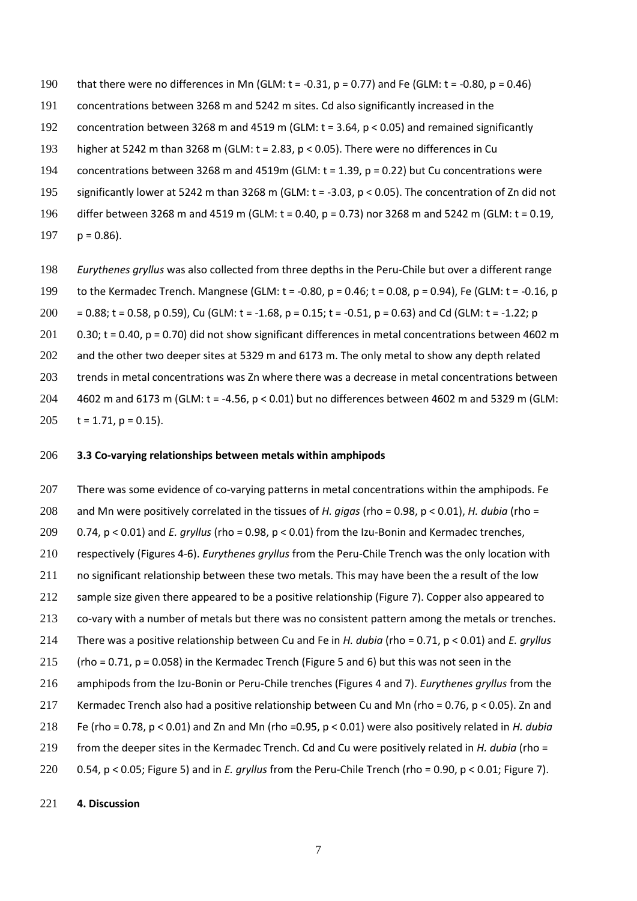that there were no differences in Mn (GLM: $t = -0.31$, $p = 0.77$) and Fe (GLM: $t = -0.80$, $p = 0.46$) concentrations between 3268 m and 5242 m sites. Cd also significantly increased in the concentration between 3268 m and 4519 m (GLM: $t = 3.64$, $p < 0.05$) and remained significantly higher at 5242 m than 3268 m (GLM: $t = 2.83$, $p < 0.05$). There were no differences in Cu concentrations between 3268 m and 4519m (GLM: $t = 1.39$, $p = 0.22$) but Cu concentrations were significantly lower at 5242 m than 3268 m (GLM: $t = -3.03$, $p < 0.05$). The concentration of Zn did not differ between 3268 m and 4519 m (GLM: $t = 0.40$, $p = 0.73$) nor 3268 m and 5242 m (GLM: $t = 0.19$, $p = 0.86$).

*Eurythenes gryllus* was also collected from three depths in the Peru-Chile but over a different range to the Kermadec Trench. Mangnese (GLM: $t = -0.80$, $p = 0.46$; $t = 0.08$, $p = 0.94$), Fe (GLM: $t = -0.16$, $p = 0.88$; $t = 0.58$, p 0.59), Cu (GLM: $t = -1.68$, $p = 0.15$; $t = -0.51$, $p = 0.63$) and Cd (GLM: $t = -1.22$; p 0.30; $t = 0.40$, $p = 0.70$) did not show significant differences in metal concentrations between 4602 m and the other two deeper sites at 5329 m and 6173 m. The only metal to show any depth related trends in metal concentrations was Zn where there was a decrease in metal concentrations between 4602 m and 6173 m (GLM: $t = -4.56$, $p < 0.01$) but no differences between 4602 m and 5329 m (GLM: $t = 1.71$, $p = 0.15$).

### 3.3 Co-varying relationships between metals within amphipods

There was some evidence of co-varying patterns in metal concentrations within the amphipods. Fe and Mn were positively correlated in the tissues of *H. gigas* (rho = 0.98, $p < 0.01$), *H. dubia* (rho = 0.74, $p < 0.01$) and *E. gryllus* (rho = 0.98, $p < 0.01$) from the Izu-Bonin and Kermadec trenches, respectively (Figures 4-6). *Eurythenes gryllus* from the Peru-Chile Trench was the only location with no significant relationship between these two metals. This may have been the a result of the low sample size given there appeared to be a positive relationship (Figure 7). Copper also appeared to co-vary with a number of metals but there was no consistent pattern among the metals or trenches. There was a positive relationship between Cu and Fe in *H. dubia* (rho = 0.71, $p < 0.01$) and *E. gryllus* (rho = 0.71, $p = 0.058$) in the Kermadec Trench (Figure 5 and 6) but this was not seen in the amphipods from the Izu-Bonin or Peru-Chile trenches (Figures 4 and 7). *Eurythenes gryllus* from the Kermadec Trench also had a positive relationship between Cu and Mn (rho = 0.76, $p < 0.05$). Zn and Fe (rho = 0.78, $p < 0.01$) and Zn and Mn (rho =0.95, $p < 0.01$) were also positively related in *H. dubia* from the deeper sites in the Kermadec Trench. Cd and Cu were positively related in *H. dubia* (rho = 0.54, $p < 0.05$; Figure 5) and in *E. gryllus* from the Peru-Chile Trench (rho = 0.90, $p < 0.01$; Figure 7).

## 4. Discussion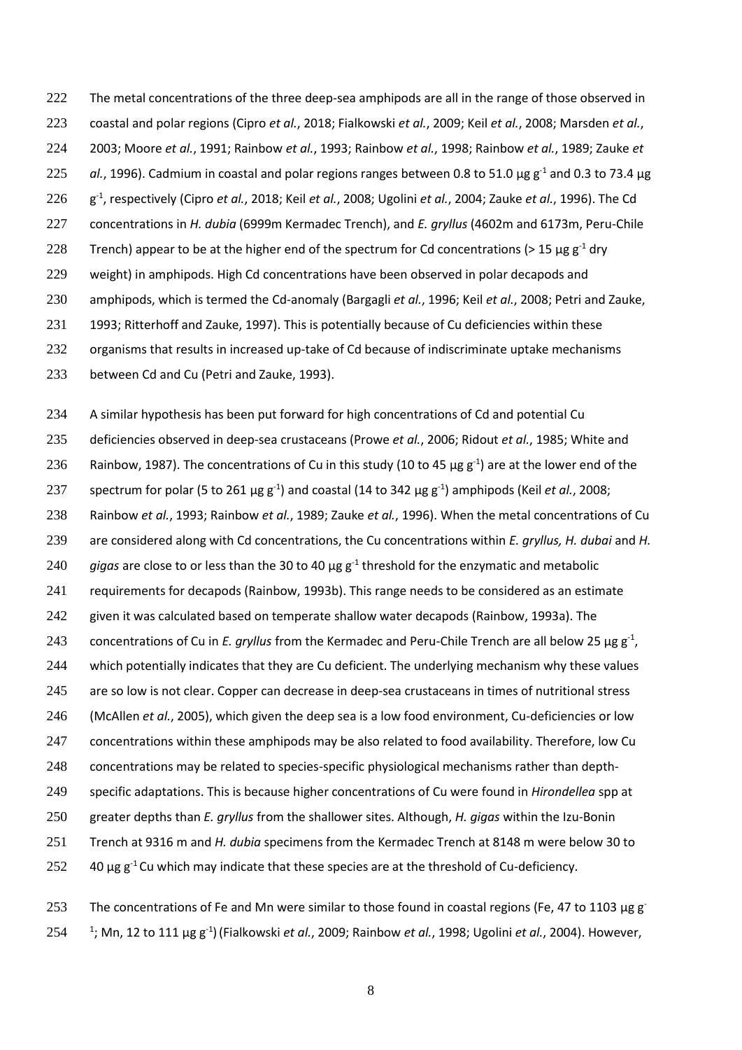The metal concentrations of the three deep-sea amphipods are all in the range of those observed in coastal and polar regions (Cipro *et al.*, 2018; Fialkowski *et al.*, 2009; Keil *et al.*, 2008; Marsden *et al.*, 2003; Moore *et al.*, 1991; Rainbow *et al.*, 1993; Rainbow *et al.*, 1998; Rainbow *et al.*, 1989; Zauke *et al.*, 1996). Cadmium in coastal and polar regions ranges between 0.8 to 51.0 µg $g^{-1}$ and 0.3 to 73.4 µg $g^{-1}$, respectively (Cipro *et al.*, 2018; Keil *et al.*, 2008; Ugolini *et al.*, 2004; Zauke *et al.*, 1996). The Cd concentrations in *H. dubia* (6999m Kermadec Trench), and *E. gryllus* (4602m and 6173m, Peru-Chile Trench) appear to be at the higher end of the spectrum for Cd concentrations (> 15 µg $g^{-1}$ dry weight) in amphipods. High Cd concentrations have been observed in polar decapods and amphipods, which is termed the Cd-anomaly (Bargagli *et al.*, 1996; Keil *et al.*, 2008; Petri and Zauke, 1993; Ritterhoff and Zauke, 1997). This is potentially because of Cu deficiencies within these organisms that results in increased up-take of Cd because of indiscriminate uptake mechanisms between Cd and Cu (Petri and Zauke, 1993).

A similar hypothesis has been put forward for high concentrations of Cd and potential Cu deficiencies observed in deep-sea crustaceans (Prowe *et al.*, 2006; Ridout *et al.*, 1985; White and Rainbow, 1987). The concentrations of Cu in this study (10 to 45 µg $g^{-1}$) are at the lower end of the spectrum for polar (5 to 261 µg $g^{-1}$) and coastal (14 to 342 µg $g^{-1}$) amphipods (Keil *et al.*, 2008; Rainbow *et al.*, 1993; Rainbow *et al.*, 1989; Zauke *et al.*, 1996). When the metal concentrations of Cu are considered along with Cd concentrations, the Cu concentrations within *E. gryllus, H. dubai* and *H. gigas* are close to or less than the 30 to 40 µg $g^{-1}$ threshold for the enzymatic and metabolic requirements for decapods (Rainbow, 1993b). This range needs to be considered as an estimate given it was calculated based on temperate shallow water decapods (Rainbow, 1993a). The concentrations of Cu in *E. gryllus* from the Kermadec and Peru-Chile Trench are all below 25 µg $g^{-1}$, which potentially indicates that they are Cu deficient. The underlying mechanism why these values are so low is not clear. Copper can decrease in deep-sea crustaceans in times of nutritional stress (McAllen *et al.*, 2005), which given the deep sea is a low food environment, Cu-deficiencies or low concentrations within these amphipods may be also related to food availability. Therefore, low Cu concentrations may be related to species-specific physiological mechanisms rather than depth-specific adaptations. This is because higher concentrations of Cu were found in *Hirondellea* spp at greater depths than *E. gryllus* from the shallower sites. Although, *H. gigas* within the Izu-Bonin Trench at 9316 m and *H. dubia* specimens from the Kermadec Trench at 8148 m were below 30 to 40 µg $g^{-1}$ Cu which may indicate that these species are at the threshold of Cu-deficiency.

The concentrations of Fe and Mn were similar to those found in coastal regions (Fe, 47 to 1103 µg $g^{-1}$; Mn, 12 to 111 µg $g^{-1}$) (Fialkowski *et al.*, 2009; Rainbow *et al.*, 1998; Ugolini *et al.*, 2004). However,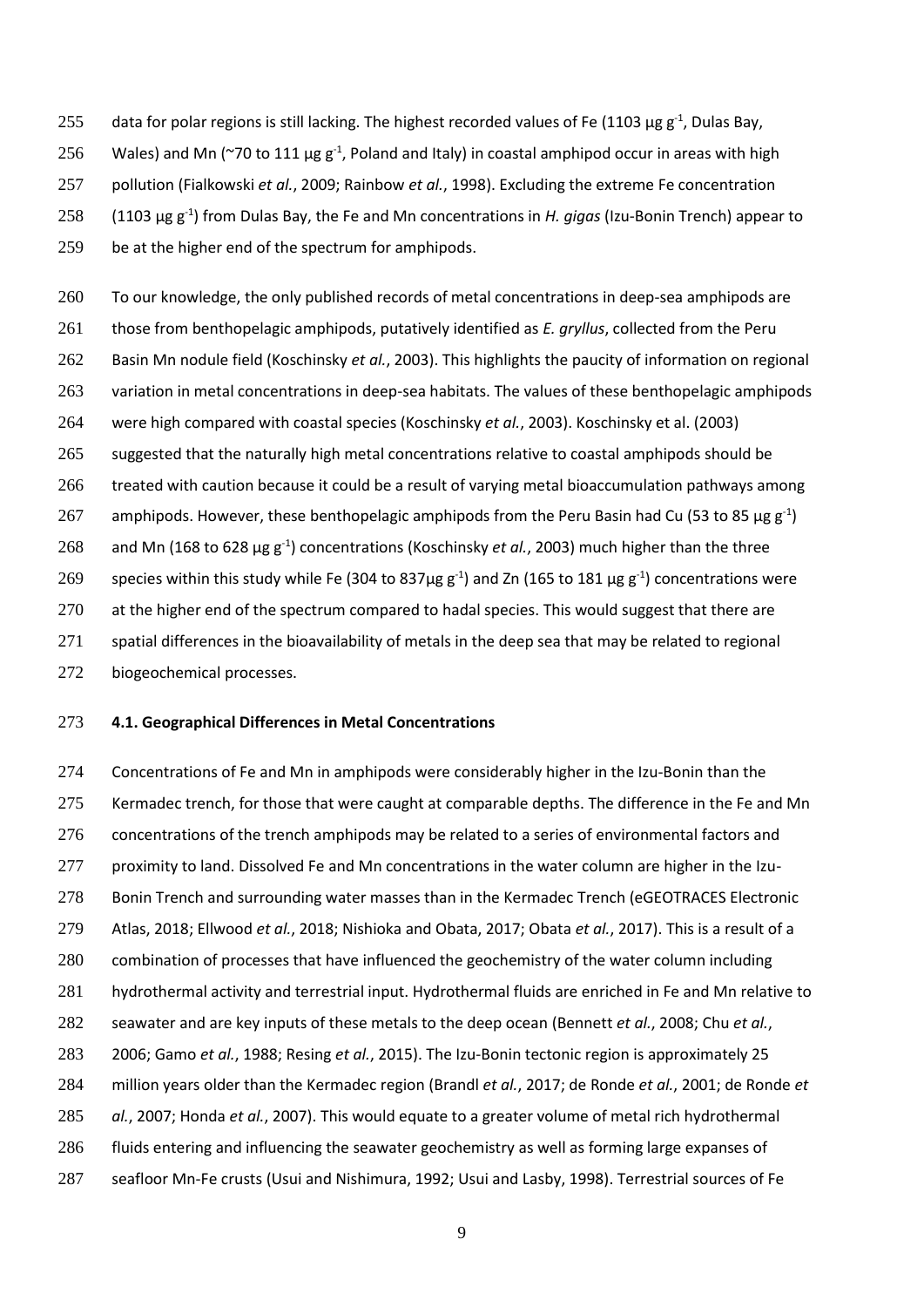data for polar regions is still lacking. The highest recorded values of Fe (1103 µg $g^{-1}$, Dulas Bay, Wales) and Mn (~70 to 111 µg $g^{-1}$, Poland and Italy) in coastal amphipod occur in areas with high pollution (Fialkowski *et al.*, 2009; Rainbow *et al.*, 1998). Excluding the extreme Fe concentration (1103 µg $g^{-1}$) from Dulas Bay, the Fe and Mn concentrations in *H. gigas* (Izu-Bonin Trench) appear to be at the higher end of the spectrum for amphipods.

To our knowledge, the only published records of metal concentrations in deep-sea amphipods are those from benthopelagic amphipods, putatively identified as *E. gryllus*, collected from the Peru Basin Mn nodule field (Koschinsky *et al.*, 2003). This highlights the paucity of information on regional variation in metal concentrations in deep-sea habitats. The values of these benthopelagic amphipods were high compared with coastal species (Koschinsky *et al.*, 2003). Koschinsky et al. (2003) suggested that the naturally high metal concentrations relative to coastal amphipods should be treated with caution because it could be a result of varying metal bioaccumulation pathways among amphipods. However, these benthopelagic amphipods from the Peru Basin had Cu (53 to 85 µg $g^{-1}$) and Mn (168 to 628 µg $g^{-1}$) concentrations (Koschinsky *et al.*, 2003) much higher than the three species within this study while Fe (304 to 837µg $g^{-1}$) and Zn (165 to 181 µg $g^{-1}$) concentrations were at the higher end of the spectrum compared to hadal species. This would suggest that there are spatial differences in the bioavailability of metals in the deep sea that may be related to regional biogeochemical processes.

### 4.1. Geographical Differences in Metal Concentrations

Concentrations of Fe and Mn in amphipods were considerably higher in the Izu-Bonin than the Kermadec trench, for those that were caught at comparable depths. The difference in the Fe and Mn concentrations of the trench amphipods may be related to a series of environmental factors and proximity to land. Dissolved Fe and Mn concentrations in the water column are higher in the Izu-Bonin Trench and surrounding water masses than in the Kermadec Trench (eGEOTRACES Electronic Atlas, 2018; Ellwood *et al.*, 2018; Nishioka and Obata, 2017; Obata *et al.*, 2017). This is a result of a combination of processes that have influenced the geochemistry of the water column including hydrothermal activity and terrestrial input. Hydrothermal fluids are enriched in Fe and Mn relative to seawater and are key inputs of these metals to the deep ocean (Bennett *et al.*, 2008; Chu *et al.*, 2006; Gamo *et al.*, 1988; Resing *et al.*, 2015). The Izu-Bonin tectonic region is approximately 25 million years older than the Kermadec region (Brandl *et al.*, 2017; de Ronde *et al.*, 2001; de Ronde *et al.*, 2007; Honda *et al.*, 2007). This would equate to a greater volume of metal rich hydrothermal fluids entering and influencing the seawater geochemistry as well as forming large expanses of seafloor Mn-Fe crusts (Usui and Nishimura, 1992; Usui and Lasby, 1998). Terrestrial sources of Fe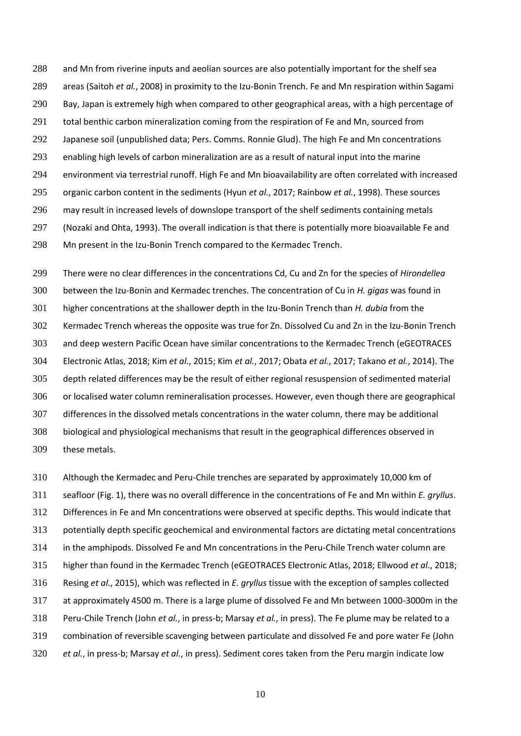and Mn from riverine inputs and aeolian sources are also potentially important for the shelf sea areas (Saitoh *et al.*, 2008) in proximity to the Izu-Bonin Trench. Fe and Mn respiration within Sagami Bay, Japan is extremely high when compared to other geographical areas, with a high percentage of total benthic carbon mineralization coming from the respiration of Fe and Mn, sourced from Japanese soil (unpublished data; Pers. Comms. Ronnie Glud). The high Fe and Mn concentrations enabling high levels of carbon mineralization are as a result of natural input into the marine environment via terrestrial runoff. High Fe and Mn bioavailability are often correlated with increased organic carbon content in the sediments (Hyun *et al.*, 2017; Rainbow *et al.*, 1998). These sources may result in increased levels of downslope transport of the shelf sediments containing metals (Nozaki and Ohta, 1993). The overall indication is that there is potentially more bioavailable Fe and Mn present in the Izu-Bonin Trench compared to the Kermadec Trench.

There were no clear differences in the concentrations Cd, Cu and Zn for the species of *Hirondellea* between the Izu-Bonin and Kermadec trenches. The concentration of Cu in *H. gigas* was found in higher concentrations at the shallower depth in the Izu-Bonin Trench than *H. dubia* from the Kermadec Trench whereas the opposite was true for Zn. Dissolved Cu and Zn in the Izu-Bonin Trench and deep western Pacific Ocean have similar concentrations to the Kermadec Trench (eGEOTRACES Electronic Atlas, 2018; Kim *et al.*, 2015; Kim *et al.*, 2017; Obata *et al.*, 2017; Takano *et al.*, 2014). The depth related differences may be the result of either regional resuspension of sedimented material or localised water column remineralisation processes. However, even though there are geographical differences in the dissolved metals concentrations in the water column, there may be additional biological and physiological mechanisms that result in the geographical differences observed in these metals.

Although the Kermadec and Peru-Chile trenches are separated by approximately 10,000 km of seafloor (Fig. 1), there was no overall difference in the concentrations of Fe and Mn within *E. gryllus*. Differences in Fe and Mn concentrations were observed at specific depths. This would indicate that potentially depth specific geochemical and environmental factors are dictating metal concentrations in the amphipods. Dissolved Fe and Mn concentrations in the Peru-Chile Trench water column are higher than found in the Kermadec Trench (eGEOTRACES Electronic Atlas, 2018; Ellwood *et al.*, 2018; Resing *et al.*, 2015), which was reflected in *E. gryllus* tissue with the exception of samples collected at approximately 4500 m. There is a large plume of dissolved Fe and Mn between 1000-3000m in the Peru-Chile Trench (John *et al.*, in press-b; Marsay *et al.*, in press). The Fe plume may be related to a combination of reversible scavenging between particulate and dissolved Fe and pore water Fe (John *et al.*, in press-b; Marsay *et al.*, in press). Sediment cores taken from the Peru margin indicate low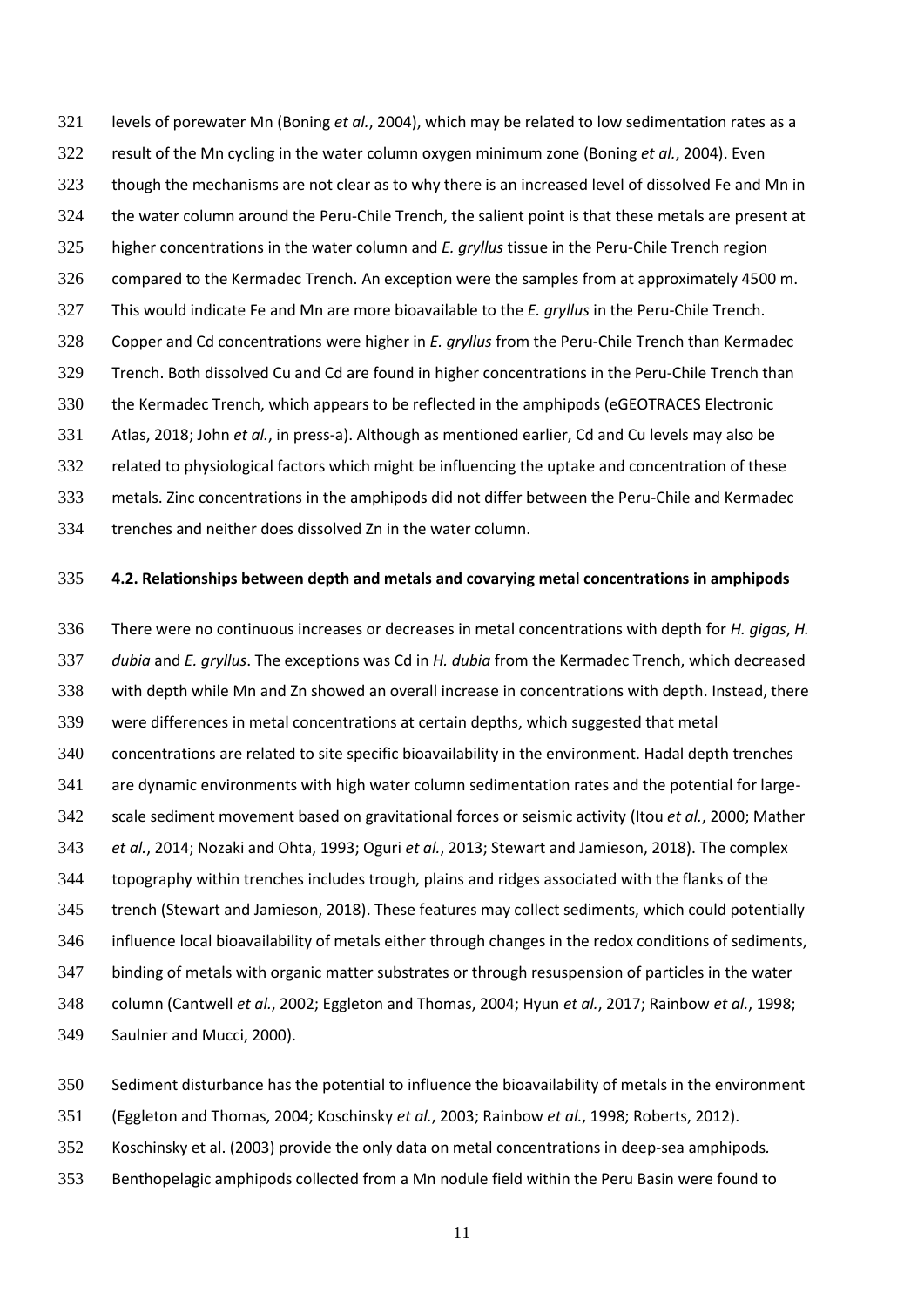levels of porewater Mn (Boning *et al.*, 2004), which may be related to low sedimentation rates as a result of the Mn cycling in the water column oxygen minimum zone (Boning *et al.*, 2004). Even though the mechanisms are not clear as to why there is an increased level of dissolved Fe and Mn in the water column around the Peru-Chile Trench, the salient point is that these metals are present at higher concentrations in the water column and *E. gryllus* tissue in the Peru-Chile Trench region compared to the Kermadec Trench. An exception were the samples from at approximately 4500 m. This would indicate Fe and Mn are more bioavailable to the *E. gryllus* in the Peru-Chile Trench. Copper and Cd concentrations were higher in *E. gryllus* from the Peru-Chile Trench than Kermadec Trench. Both dissolved Cu and Cd are found in higher concentrations in the Peru-Chile Trench than the Kermadec Trench, which appears to be reflected in the amphipods (eGEOTRACES Electronic Atlas, 2018; John *et al.*, in press-a). Although as mentioned earlier, Cd and Cu levels may also be related to physiological factors which might be influencing the uptake and concentration of these metals. Zinc concentrations in the amphipods did not differ between the Peru-Chile and Kermadec trenches and neither does dissolved Zn in the water column.

### 4.2. Relationships between depth and metals and covarying metal concentrations in amphipods

There were no continuous increases or decreases in metal concentrations with depth for *H. gigas*, *H. dubia* and *E. gryllus*. The exceptions was Cd in *H. dubia* from the Kermadec Trench, which decreased with depth while Mn and Zn showed an overall increase in concentrations with depth. Instead, there were differences in metal concentrations at certain depths, which suggested that metal concentrations are related to site specific bioavailability in the environment. Hadal depth trenches are dynamic environments with high water column sedimentation rates and the potential for large-scale sediment movement based on gravitational forces or seismic activity (Itou *et al.*, 2000; Mather *et al.*, 2014; Nozaki and Ohta, 1993; Oguri *et al.*, 2013; Stewart and Jamieson, 2018). The complex topography within trenches includes trough, plains and ridges associated with the flanks of the trench (Stewart and Jamieson, 2018). These features may collect sediments, which could potentially influence local bioavailability of metals either through changes in the redox conditions of sediments, binding of metals with organic matter substrates or through resuspension of particles in the water column (Cantwell *et al.*, 2002; Eggleton and Thomas, 2004; Hyun *et al.*, 2017; Rainbow *et al.*, 1998; Saulnier and Mucci, 2000).

Sediment disturbance has the potential to influence the bioavailability of metals in the environment (Eggleton and Thomas, 2004; Koschinsky *et al.*, 2003; Rainbow *et al.*, 1998; Roberts, 2012). Koschinsky et al. (2003) provide the only data on metal concentrations in deep-sea amphipods. Benthopelagic amphipods collected from a Mn nodule field within the Peru Basin were found to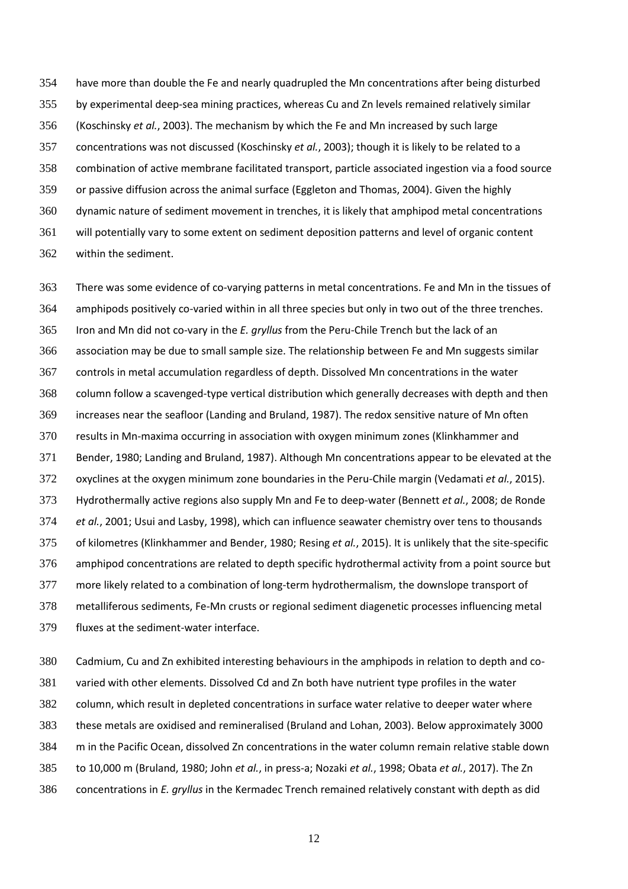have more than double the Fe and nearly quadrupled the Mn concentrations after being disturbed by experimental deep-sea mining practices, whereas Cu and Zn levels remained relatively similar (Koschinsky *et al.*, 2003). The mechanism by which the Fe and Mn increased by such large concentrations was not discussed (Koschinsky *et al.*, 2003); though it is likely to be related to a combination of active membrane facilitated transport, particle associated ingestion via a food source or passive diffusion across the animal surface (Eggleton and Thomas, 2004). Given the highly dynamic nature of sediment movement in trenches, it is likely that amphipod metal concentrations will potentially vary to some extent on sediment deposition patterns and level of organic content within the sediment.

There was some evidence of co-varying patterns in metal concentrations. Fe and Mn in the tissues of amphipods positively co-varied within in all three species but only in two out of the three trenches. Iron and Mn did not co-vary in the *E. gryllus* from the Peru-Chile Trench but the lack of an association may be due to small sample size. The relationship between Fe and Mn suggests similar controls in metal accumulation regardless of depth. Dissolved Mn concentrations in the water column follow a scavenged-type vertical distribution which generally decreases with depth and then increases near the seafloor (Landing and Bruland, 1987). The redox sensitive nature of Mn often results in Mn-maxima occurring in association with oxygen minimum zones (Klinkhammer and Bender, 1980; Landing and Bruland, 1987). Although Mn concentrations appear to be elevated at the oxyclines at the oxygen minimum zone boundaries in the Peru-Chile margin (Vedamati *et al.*, 2015). Hydrothermally active regions also supply Mn and Fe to deep-water (Bennett *et al.*, 2008; de Ronde *et al.*, 2001; Usui and Lasby, 1998), which can influence seawater chemistry over tens to thousands of kilometres (Klinkhammer and Bender, 1980; Resing *et al.*, 2015). It is unlikely that the site-specific amphipod concentrations are related to depth specific hydrothermal activity from a point source but more likely related to a combination of long-term hydrothermalism, the downslope transport of metalliferous sediments, Fe-Mn crusts or regional sediment diagenetic processes influencing metal fluxes at the sediment-water interface.

Cadmium, Cu and Zn exhibited interesting behaviours in the amphipods in relation to depth and co-varied with other elements. Dissolved Cd and Zn both have nutrient type profiles in the water column, which result in depleted concentrations in surface water relative to deeper water where these metals are oxidised and remineralised (Bruland and Lohan, 2003). Below approximately 3000 m in the Pacific Ocean, dissolved Zn concentrations in the water column remain relative stable down to 10,000 m (Bruland, 1980; John *et al.*, in press-a; Nozaki *et al.*, 1998; Obata *et al.*, 2017). The Zn concentrations in *E. gryllus* in the Kermadec Trench remained relatively constant with depth as did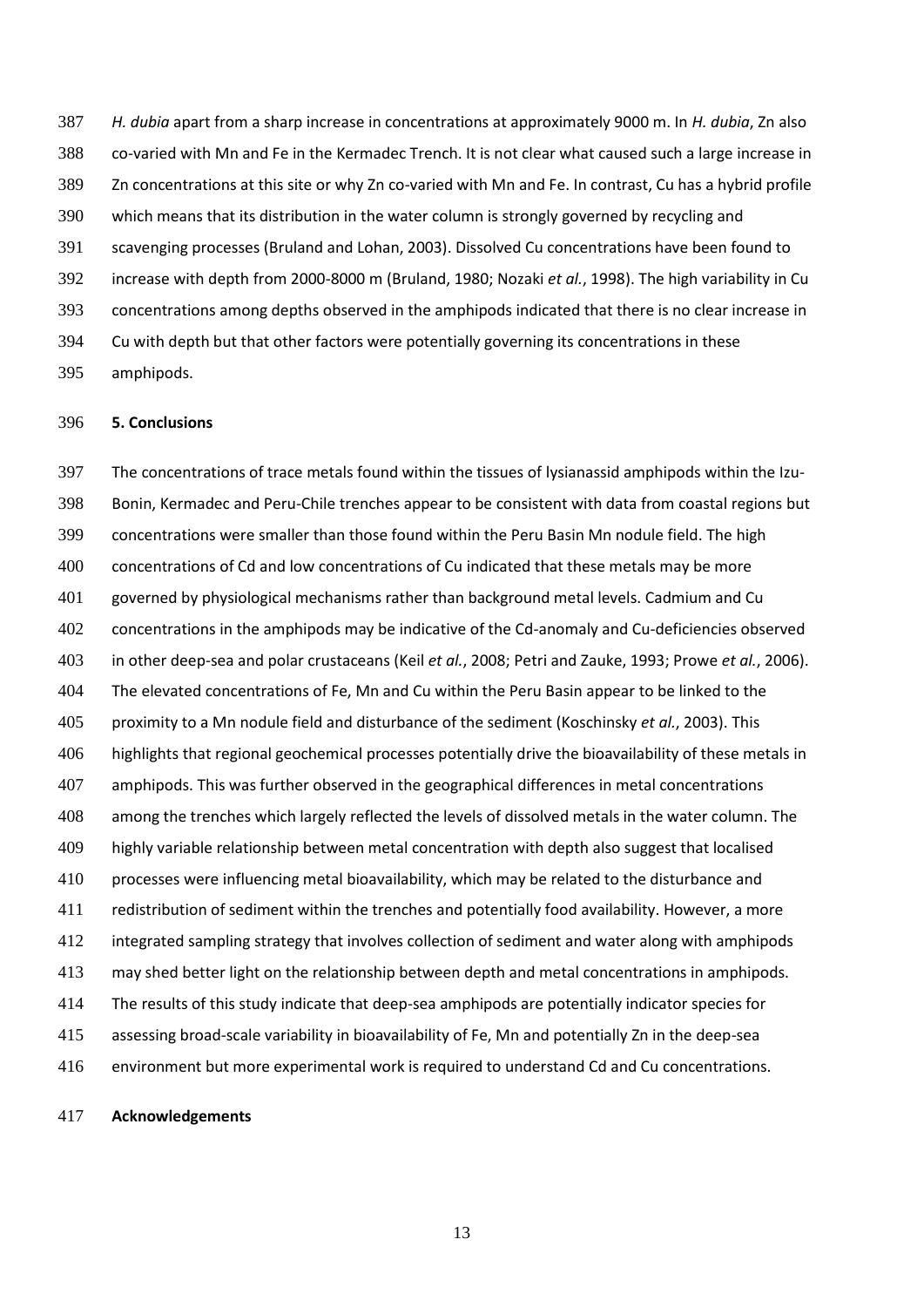*H. dubia* apart from a sharp increase in concentrations at approximately 9000 m. In *H. dubia*, Zn also co-varied with Mn and Fe in the Kermadec Trench. It is not clear what caused such a large increase in Zn concentrations at this site or why Zn co-varied with Mn and Fe. In contrast, Cu has a hybrid profile which means that its distribution in the water column is strongly governed by recycling and scavenging processes (Bruland and Lohan, 2003). Dissolved Cu concentrations have been found to increase with depth from 2000-8000 m (Bruland, 1980; Nozaki *et al.*, 1998). The high variability in Cu concentrations among depths observed in the amphipods indicated that there is no clear increase in Cu with depth but that other factors were potentially governing its concentrations in these amphipods.

## 5. Conclusions

The concentrations of trace metals found within the tissues of lysianassid amphipods within the Izu-Bonin, Kermadec and Peru-Chile trenches appear to be consistent with data from coastal regions but concentrations were smaller than those found within the Peru Basin Mn nodule field. The high concentrations of Cd and low concentrations of Cu indicated that these metals may be more governed by physiological mechanisms rather than background metal levels. Cadmium and Cu concentrations in the amphipods may be indicative of the Cd-anomaly and Cu-deficiencies observed in other deep-sea and polar crustaceans (Keil *et al.*, 2008; Petri and Zauke, 1993; Prowe *et al.*, 2006). The elevated concentrations of Fe, Mn and Cu within the Peru Basin appear to be linked to the proximity to a Mn nodule field and disturbance of the sediment (Koschinsky *et al.*, 2003). This highlights that regional geochemical processes potentially drive the bioavailability of these metals in amphipods. This was further observed in the geographical differences in metal concentrations among the trenches which largely reflected the levels of dissolved metals in the water column. The highly variable relationship between metal concentration with depth also suggest that localised processes were influencing metal bioavailability, which may be related to the disturbance and redistribution of sediment within the trenches and potentially food availability. However, a more integrated sampling strategy that involves collection of sediment and water along with amphipods may shed better light on the relationship between depth and metal concentrations in amphipods. The results of this study indicate that deep-sea amphipods are potentially indicator species for assessing broad-scale variability in bioavailability of Fe, Mn and potentially Zn in the deep-sea environment but more experimental work is required to understand Cd and Cu concentrations.

## Acknowledgements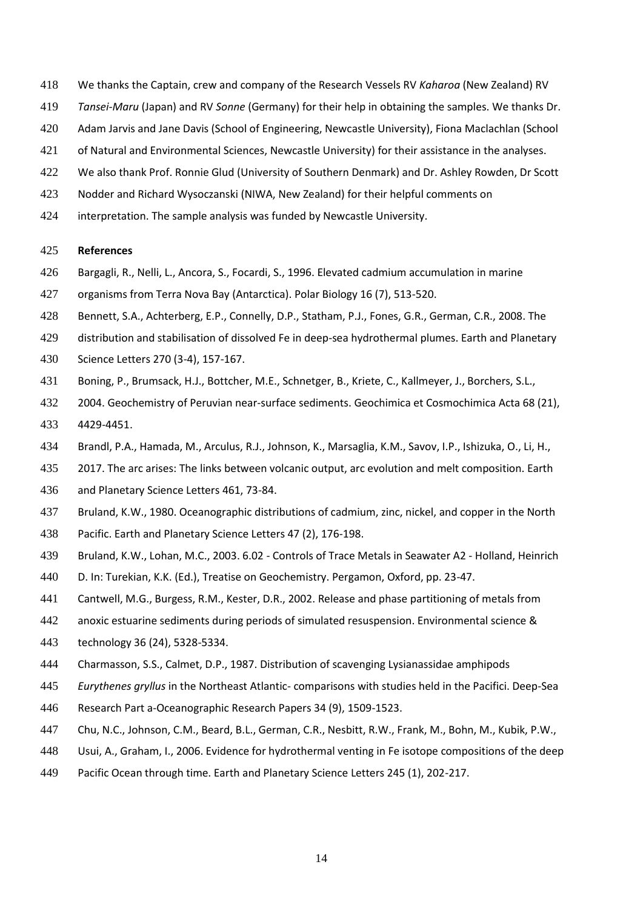We thanks the Captain, crew and company of the Research Vessels RV *Kaharoa* (New Zealand) RV *Tansei-Maru* (Japan) and RV *Sonne* (Germany) for their help in obtaining the samples. We thanks Dr. Adam Jarvis and Jane Davis (School of Engineering, Newcastle University), Fiona Maclachlan (School of Natural and Environmental Sciences, Newcastle University) for their assistance in the analyses. We also thank Prof. Ronnie Glud (University of Southern Denmark) and Dr. Ashley Rowden, Dr Scott Nodder and Richard Wysoczanski (NIWA, New Zealand) for their helpful comments on interpretation. The sample analysis was funded by Newcastle University.

**References**

Bargagli, R., Nelli, L., Ancora, S., Focardi, S., 1996. Elevated cadmium accumulation in marine organisms from Terra Nova Bay (Antarctica). Polar Biology 16 (7), 513-520.

Bennett, S.A., Achterberg, E.P., Connelly, D.P., Statham, P.J., Fones, G.R., German, C.R., 2008. The distribution and stabilisation of dissolved Fe in deep-sea hydrothermal plumes. Earth and Planetary Science Letters 270 (3-4), 157-167.

Boning, P., Brumsack, H.J., Bottcher, M.E., Schnetger, B., Kriete, C., Kallmeyer, J., Borchers, S.L., 2004. Geochemistry of Peruvian near-surface sediments. Geochimica et Cosmochimica Acta 68 (21), 4429-4451.

Brandl, P.A., Hamada, M., Arculus, R.J., Johnson, K., Marsaglia, K.M., Savov, I.P., Ishizuka, O., Li, H., 2017. The arc arises: The links between volcanic output, arc evolution and melt composition. Earth and Planetary Science Letters 461, 73-84.

Bruland, K.W., 1980. Oceanographic distributions of cadmium, zinc, nickel, and copper in the North Pacific. Earth and Planetary Science Letters 47 (2), 176-198.

Bruland, K.W., Lohan, M.C., 2003. 6.02 - Controls of Trace Metals in Seawater A2 - Holland, Heinrich D. In: Turekian, K.K. (Ed.), Treatise on Geochemistry. Pergamon, Oxford, pp. 23-47.

Cantwell, M.G., Burgess, R.M., Kester, D.R., 2002. Release and phase partitioning of metals from anoxic estuarine sediments during periods of simulated resuspension. Environmental science & technology 36 (24), 5328-5334.

Charmasson, S.S., Calmet, D.P., 1987. Distribution of scavenging Lysianassidae amphipods *Eurythenes gryllus* in the Northeast Atlantic- comparisons with studies held in the Pacifici. Deep-Sea Research Part a-Oceanographic Research Papers 34 (9), 1509-1523.

Chu, N.C., Johnson, C.M., Beard, B.L., German, C.R., Nesbitt, R.W., Frank, M., Bohn, M., Kubik, P.W., Usui, A., Graham, I., 2006. Evidence for hydrothermal venting in Fe isotope compositions of the deep Pacific Ocean through time. Earth and Planetary Science Letters 245 (1), 202-217.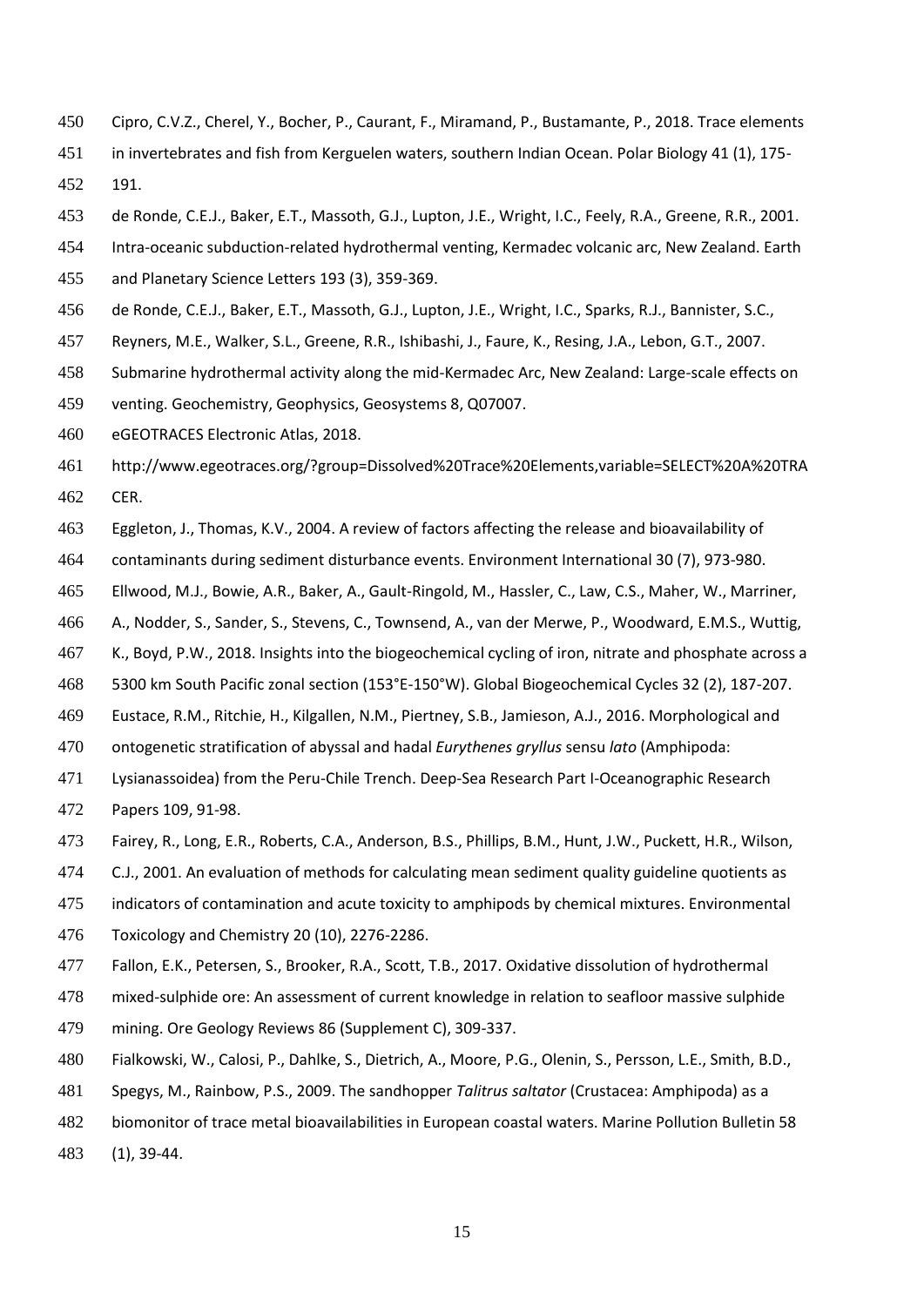Cipro, C.V.Z., Cherel, Y., Bocher, P., Caurant, F., Miramand, P., Bustamante, P., 2018. Trace elements in invertebrates and fish from Kerguelen waters, southern Indian Ocean. Polar Biology 41 (1), 175-191.

de Ronde, C.E.J., Baker, E.T., Massoth, G.J., Lupton, J.E., Wright, I.C., Feely, R.A., Greene, R.R., 2001. Intra-oceanic subduction-related hydrothermal venting, Kermadec volcanic arc, New Zealand. Earth and Planetary Science Letters 193 (3), 359-369.

de Ronde, C.E.J., Baker, E.T., Massoth, G.J., Lupton, J.E., Wright, I.C., Sparks, R.J., Bannister, S.C., Reyners, M.E., Walker, S.L., Greene, R.R., Ishibashi, J., Faure, K., Resing, J.A., Lebon, G.T., 2007. Submarine hydrothermal activity along the mid-Kermadec Arc, New Zealand: Large-scale effects on venting. Geochemistry, Geophysics, Geosystems 8, Q07007.

eGEOTRACES Electronic Atlas, 2018. http://www.egeotraces.org/?group=Dissolved%20Trace%20Elements,variable=SELECT%20A%20TRACER.

Eggleton, J., Thomas, K.V., 2004. A review of factors affecting the release and bioavailability of contaminants during sediment disturbance events. Environment International 30 (7), 973-980.

Ellwood, M.J., Bowie, A.R., Baker, A., Gault-Ringold, M., Hassler, C., Law, C.S., Maher, W., Marriner, A., Nodder, S., Sander, S., Stevens, C., Townsend, A., van der Merwe, P., Woodward, E.M.S., Wuttig, K., Boyd, P.W., 2018. Insights into the biogeochemical cycling of iron, nitrate and phosphate across a 5300 km South Pacific zonal section (153°E-150°W). Global Biogeochemical Cycles 32 (2), 187-207.

Eustace, R.M., Ritchie, H., Kilgallen, N.M., Piertney, S.B., Jamieson, A.J., 2016. Morphological and ontogenetic stratification of abyssal and hadal *Eurythenes gryllus* sensu *lato* (Amphipoda: Lysianassoidea) from the Peru-Chile Trench. Deep-Sea Research Part I-Oceanographic Research Papers 109, 91-98.

Fairey, R., Long, E.R., Roberts, C.A., Anderson, B.S., Phillips, B.M., Hunt, J.W., Puckett, H.R., Wilson, C.J., 2001. An evaluation of methods for calculating mean sediment quality guideline quotients as indicators of contamination and acute toxicity to amphipods by chemical mixtures. Environmental Toxicology and Chemistry 20 (10), 2276-2286.

Fallon, E.K., Petersen, S., Brooker, R.A., Scott, T.B., 2017. Oxidative dissolution of hydrothermal mixed-sulphide ore: An assessment of current knowledge in relation to seafloor massive sulphide mining. Ore Geology Reviews 86 (Supplement C), 309-337.

Fialkowski, W., Calosi, P., Dahlke, S., Dietrich, A., Moore, P.G., Olenin, S., Persson, L.E., Smith, B.D., Spegys, M., Rainbow, P.S., 2009. The sandhopper *Talitrus saltator* (Crustacea: Amphipoda) as a biomonitor of trace metal bioavailabilities in European coastal waters. Marine Pollution Bulletin 58 (1), 39-44.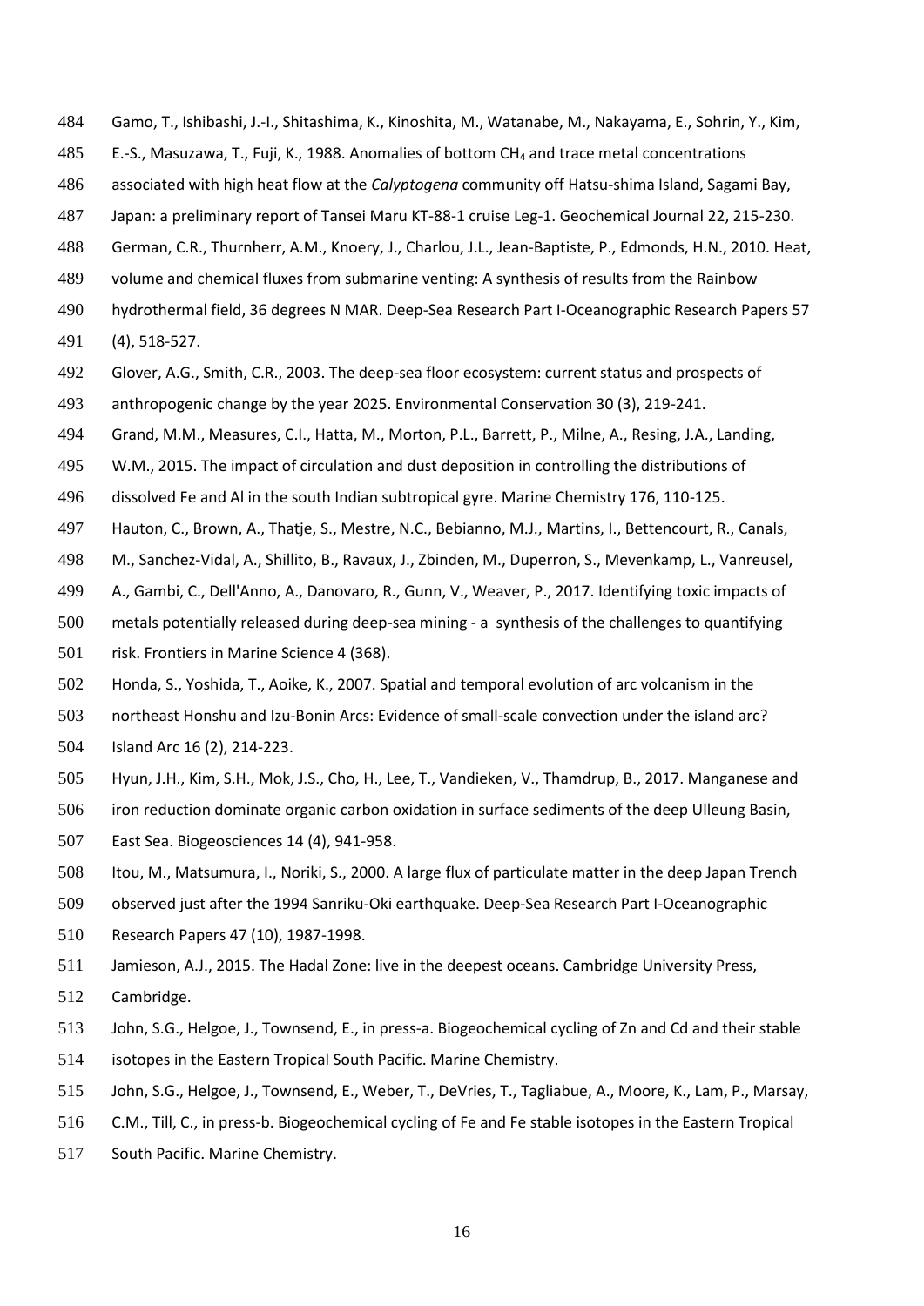Gamo, T., Ishibashi, J.-I., Shitashima, K., Kinoshita, M., Watanabe, M., Nakayama, E., Sohrin, Y., Kim, E.-S., Masuzawa, T., Fuji, K., 1988. Anomalies of bottom $CH_4$ and trace metal concentrations associated with high heat flow at the *Calyptogena* community off Hatsu-shima Island, Sagami Bay, Japan: a preliminary report of Tansei Maru KT-88-1 cruise Leg-1. Geochemical Journal 22, 215-230.

German, C.R., Thurnherr, A.M., Knoery, J., Charlou, J.L., Jean-Baptiste, P., Edmonds, H.N., 2010. Heat, volume and chemical fluxes from submarine venting: A synthesis of results from the Rainbow hydrothermal field, 36 degrees N MAR. Deep-Sea Research Part I-Oceanographic Research Papers 57 (4), 518-527.

Glover, A.G., Smith, C.R., 2003. The deep-sea floor ecosystem: current status and prospects of anthropogenic change by the year 2025. Environmental Conservation 30 (3), 219-241.

Grand, M.M., Measures, C.I., Hatta, M., Morton, P.L., Barrett, P., Milne, A., Resing, J.A., Landing, W.M., 2015. The impact of circulation and dust deposition in controlling the distributions of dissolved Fe and Al in the south Indian subtropical gyre. Marine Chemistry 176, 110-125.

Hauton, C., Brown, A., Thatje, S., Mestre, N.C., Bebianno, M.J., Martins, I., Bettencourt, R., Canals, M., Sanchez-Vidal, A., Shillito, B., Ravaux, J., Zbinden, M., Duperron, S., Mevenkamp, L., Vanreusel, A., Gambi, C., Dell'Anno, A., Danovaro, R., Gunn, V., Weaver, P., 2017. Identifying toxic impacts of metals potentially released during deep-sea mining - a synthesis of the challenges to quantifying risk. Frontiers in Marine Science 4 (368).

Honda, S., Yoshida, T., Aoike, K., 2007. Spatial and temporal evolution of arc volcanism in the northeast Honshu and Izu-Bonin Arcs: Evidence of small-scale convection under the island arc? Island Arc 16 (2), 214-223.

Hyun, J.H., Kim, S.H., Mok, J.S., Cho, H., Lee, T., Vandieken, V., Thamdrup, B., 2017. Manganese and iron reduction dominate organic carbon oxidation in surface sediments of the deep Ulleung Basin, East Sea. Biogeosciences 14 (4), 941-958.

Itou, M., Matsumura, I., Noriki, S., 2000. A large flux of particulate matter in the deep Japan Trench observed just after the 1994 Sanriku-Oki earthquake. Deep-Sea Research Part I-Oceanographic Research Papers 47 (10), 1987-1998.

Jamieson, A.J., 2015. The Hadal Zone: live in the deepest oceans. Cambridge University Press, Cambridge.

John, S.G., Helgoe, J., Townsend, E., in press-a. Biogeochemical cycling of Zn and Cd and their stable isotopes in the Eastern Tropical South Pacific. Marine Chemistry.

John, S.G., Helgoe, J., Townsend, E., Weber, T., DeVries, T., Tagliabue, A., Moore, K., Lam, P., Marsay, C.M., Till, C., in press-b. Biogeochemical cycling of Fe and Fe stable isotopes in the Eastern Tropical South Pacific. Marine Chemistry.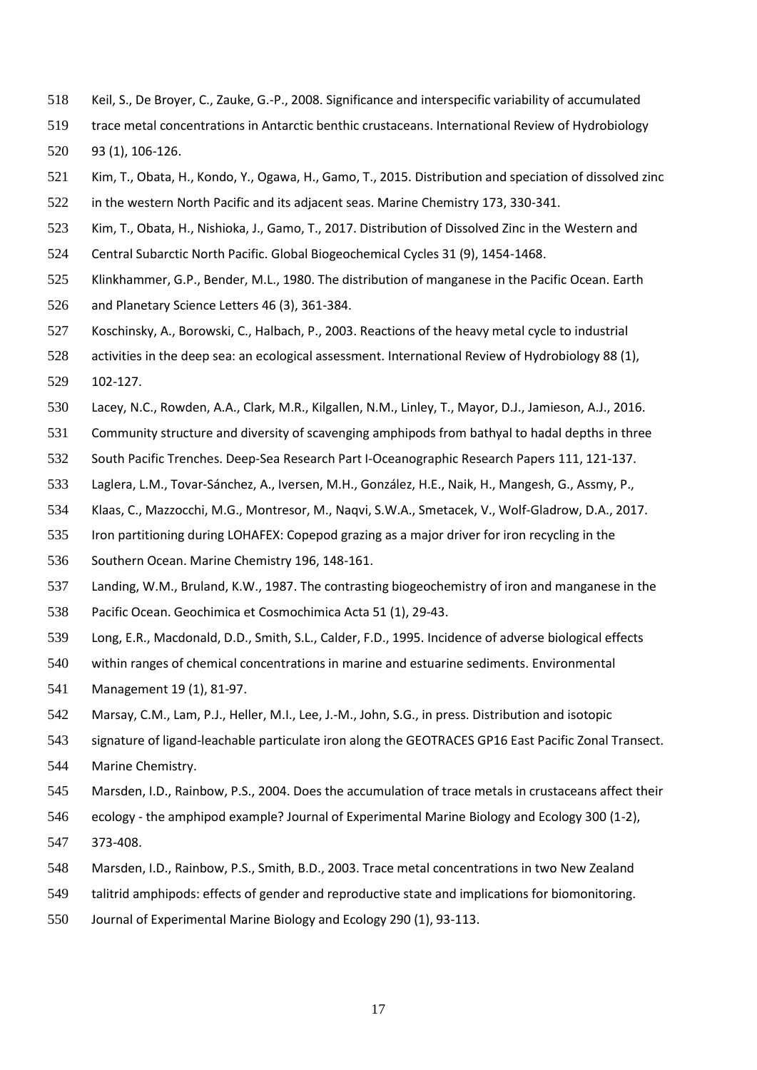Keil, S., De Broyer, C., Zauke, G.-P., 2008. Significance and interspecific variability of accumulated trace metal concentrations in Antarctic benthic crustaceans. International Review of Hydrobiology 93 (1), 106-126.

Kim, T., Obata, H., Kondo, Y., Ogawa, H., Gamo, T., 2015. Distribution and speciation of dissolved zinc in the western North Pacific and its adjacent seas. Marine Chemistry 173, 330-341.

Kim, T., Obata, H., Nishioka, J., Gamo, T., 2017. Distribution of Dissolved Zinc in the Western and Central Subarctic North Pacific. Global Biogeochemical Cycles 31 (9), 1454-1468.

Klinkhammer, G.P., Bender, M.L., 1980. The distribution of manganese in the Pacific Ocean. Earth and Planetary Science Letters 46 (3), 361-384.

Koschinsky, A., Borowski, C., Halbach, P., 2003. Reactions of the heavy metal cycle to industrial activities in the deep sea: an ecological assessment. International Review of Hydrobiology 88 (1), 102-127.

Lacey, N.C., Rowden, A.A., Clark, M.R., Kilgallen, N.M., Linley, T., Mayor, D.J., Jamieson, A.J., 2016. Community structure and diversity of scavenging amphipods from bathyal to hadal depths in three South Pacific Trenches. Deep-Sea Research Part I-Oceanographic Research Papers 111, 121-137.

Laglera, L.M., Tovar-Sánchez, A., Iversen, M.H., González, H.E., Naik, H., Mangesh, G., Assmy, P., Klaas, C., Mazzocchi, M.G., Montresor, M., Naqvi, S.W.A., Smetacek, V., Wolf-Gladrow, D.A., 2017. Iron partitioning during LOHAFEX: Copepod grazing as a major driver for iron recycling in the Southern Ocean. Marine Chemistry 196, 148-161.

Landing, W.M., Bruland, K.W., 1987. The contrasting biogeochemistry of iron and manganese in the Pacific Ocean. Geochimica et Cosmochimica Acta 51 (1), 29-43.

Long, E.R., Macdonald, D.D., Smith, S.L., Calder, F.D., 1995. Incidence of adverse biological effects within ranges of chemical concentrations in marine and estuarine sediments. Environmental Management 19 (1), 81-97.

Marsay, C.M., Lam, P.J., Heller, M.I., Lee, J.-M., John, S.G., in press. Distribution and isotopic signature of ligand-leachable particulate iron along the GEOTRACES GP16 East Pacific Zonal Transect. Marine Chemistry.

Marsden, I.D., Rainbow, P.S., 2004. Does the accumulation of trace metals in crustaceans affect their ecology - the amphipod example? Journal of Experimental Marine Biology and Ecology 300 (1-2), 373-408.

Marsden, I.D., Rainbow, P.S., Smith, B.D., 2003. Trace metal concentrations in two New Zealand talitrid amphipods: effects of gender and reproductive state and implications for biomonitoring. Journal of Experimental Marine Biology and Ecology 290 (1), 93-113.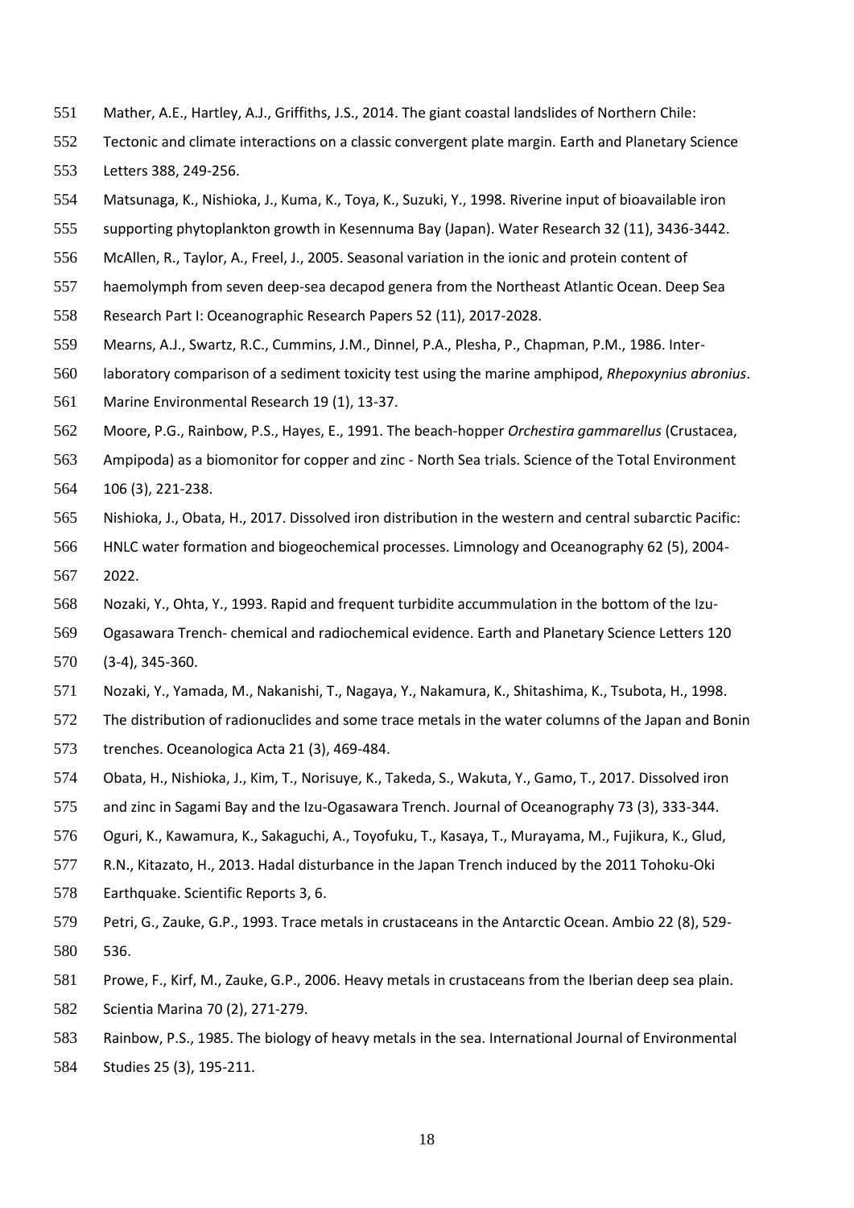Mather, A.E., Hartley, A.J., Griffiths, J.S., 2014. The giant coastal landslides of Northern Chile: Tectonic and climate interactions on a classic convergent plate margin. Earth and Planetary Science Letters 388, 249-256.

Matsunaga, K., Nishioka, J., Kuma, K., Toya, K., Suzuki, Y., 1998. Riverine input of bioavailable iron supporting phytoplankton growth in Kesennuma Bay (Japan). Water Research 32 (11), 3436-3442.

McAllen, R., Taylor, A., Freel, J., 2005. Seasonal variation in the ionic and protein content of haemolymph from seven deep-sea decapod genera from the Northeast Atlantic Ocean. Deep Sea Research Part I: Oceanographic Research Papers 52 (11), 2017-2028.

Mearns, A.J., Swartz, R.C., Cummins, J.M., Dinnel, P.A., Plesha, P., Chapman, P.M., 1986. Inter-laboratory comparison of a sediment toxicity test using the marine amphipod, *Rhepoxynius abronius*. Marine Environmental Research 19 (1), 13-37.

Moore, P.G., Rainbow, P.S., Hayes, E., 1991. The beach-hopper *Orchestira gammarellus* (Crustacea, Ampipoda) as a biomonitor for copper and zinc - North Sea trials. Science of the Total Environment 106 (3), 221-238.

Nishioka, J., Obata, H., 2017. Dissolved iron distribution in the western and central subarctic Pacific: HNLC water formation and biogeochemical processes. Limnology and Oceanography 62 (5), 2004-2022.

Nozaki, Y., Ohta, Y., 1993. Rapid and frequent turbidite accummulation in the bottom of the Izu-Ogasawara Trench- chemical and radiochemical evidence. Earth and Planetary Science Letters 120 (3-4), 345-360.

Nozaki, Y., Yamada, M., Nakanishi, T., Nagaya, Y., Nakamura, K., Shitashima, K., Tsubota, H., 1998. The distribution of radionuclides and some trace metals in the water columns of the Japan and Bonin trenches. Oceanologica Acta 21 (3), 469-484.

Obata, H., Nishioka, J., Kim, T., Norisuye, K., Takeda, S., Wakuta, Y., Gamo, T., 2017. Dissolved iron and zinc in Sagami Bay and the Izu-Ogasawara Trench. Journal of Oceanography 73 (3), 333-344.

Oguri, K., Kawamura, K., Sakaguchi, A., Toyofuku, T., Kasaya, T., Murayama, M., Fujikura, K., Glud, R.N., Kitazato, H., 2013. Hadal disturbance in the Japan Trench induced by the 2011 Tohoku-Oki Earthquake. Scientific Reports 3, 6.

Petri, G., Zauke, G.P., 1993. Trace metals in crustaceans in the Antarctic Ocean. Ambio 22 (8), 529-536.

Prowe, F., Kirf, M., Zauke, G.P., 2006. Heavy metals in crustaceans from the Iberian deep sea plain. Scientia Marina 70 (2), 271-279.

Rainbow, P.S., 1985. The biology of heavy metals in the sea. International Journal of Environmental Studies 25 (3), 195-211.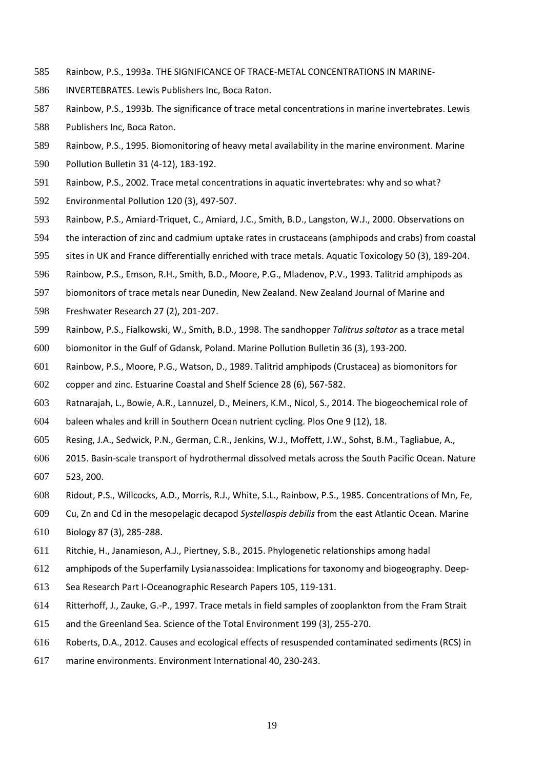Rainbow, P.S., 1993a. THE SIGNIFICANCE OF TRACE-METAL CONCENTRATIONS IN MARINE-INVERTEBRATES. Lewis Publishers Inc, Boca Raton.

Rainbow, P.S., 1993b. The significance of trace metal concentrations in marine invertebrates. Lewis Publishers Inc, Boca Raton.

Rainbow, P.S., 1995. Biomonitoring of heavy metal availability in the marine environment. Marine Pollution Bulletin 31 (4-12), 183-192.

Rainbow, P.S., 2002. Trace metal concentrations in aquatic invertebrates: why and so what? Environmental Pollution 120 (3), 497-507.

Rainbow, P.S., Amiard-Triquet, C., Amiard, J.C., Smith, B.D., Langston, W.J., 2000. Observations on the interaction of zinc and cadmium uptake rates in crustaceans (amphipods and crabs) from coastal sites in UK and France differentially enriched with trace metals. Aquatic Toxicology 50 (3), 189-204.

Rainbow, P.S., Emson, R.H., Smith, B.D., Moore, P.G., Mladenov, P.V., 1993. Talitrid amphipods as biomonitors of trace metals near Dunedin, New Zealand. New Zealand Journal of Marine and Freshwater Research 27 (2), 201-207.

Rainbow, P.S., Fialkowski, W., Smith, B.D., 1998. The sandhopper *Talitrus saltator* as a trace metal biomonitor in the Gulf of Gdansk, Poland. Marine Pollution Bulletin 36 (3), 193-200.

Rainbow, P.S., Moore, P.G., Watson, D., 1989. Talitrid amphipods (Crustacea) as biomonitors for copper and zinc. Estuarine Coastal and Shelf Science 28 (6), 567-582.

Ratnarajah, L., Bowie, A.R., Lannuzel, D., Meiners, K.M., Nicol, S., 2014. The biogeochemical role of baleen whales and krill in Southern Ocean nutrient cycling. Plos One 9 (12), 18.

Resing, J.A., Sedwick, P.N., German, C.R., Jenkins, W.J., Moffett, J.W., Sohst, B.M., Tagliabue, A., 2015. Basin-scale transport of hydrothermal dissolved metals across the South Pacific Ocean. Nature 523, 200.

Ridout, P.S., Willcocks, A.D., Morris, R.J., White, S.L., Rainbow, P.S., 1985. Concentrations of Mn, Fe, Cu, Zn and Cd in the mesopelagic decapod *Systellaspis debilis* from the east Atlantic Ocean. Marine Biology 87 (3), 285-288.

Ritchie, H., Janamieson, A.J., Piertney, S.B., 2015. Phylogenetic relationships among hadal amphipods of the Superfamily Lysianassoidea: Implications for taxonomy and biogeography. Deep-Sea Research Part I-Oceanographic Research Papers 105, 119-131.

Ritterhoff, J., Zauke, G.-P., 1997. Trace metals in field samples of zooplankton from the Fram Strait and the Greenland Sea. Science of the Total Environment 199 (3), 255-270.

Roberts, D.A., 2012. Causes and ecological effects of resuspended contaminated sediments (RCS) in marine environments. Environment International 40, 230-243.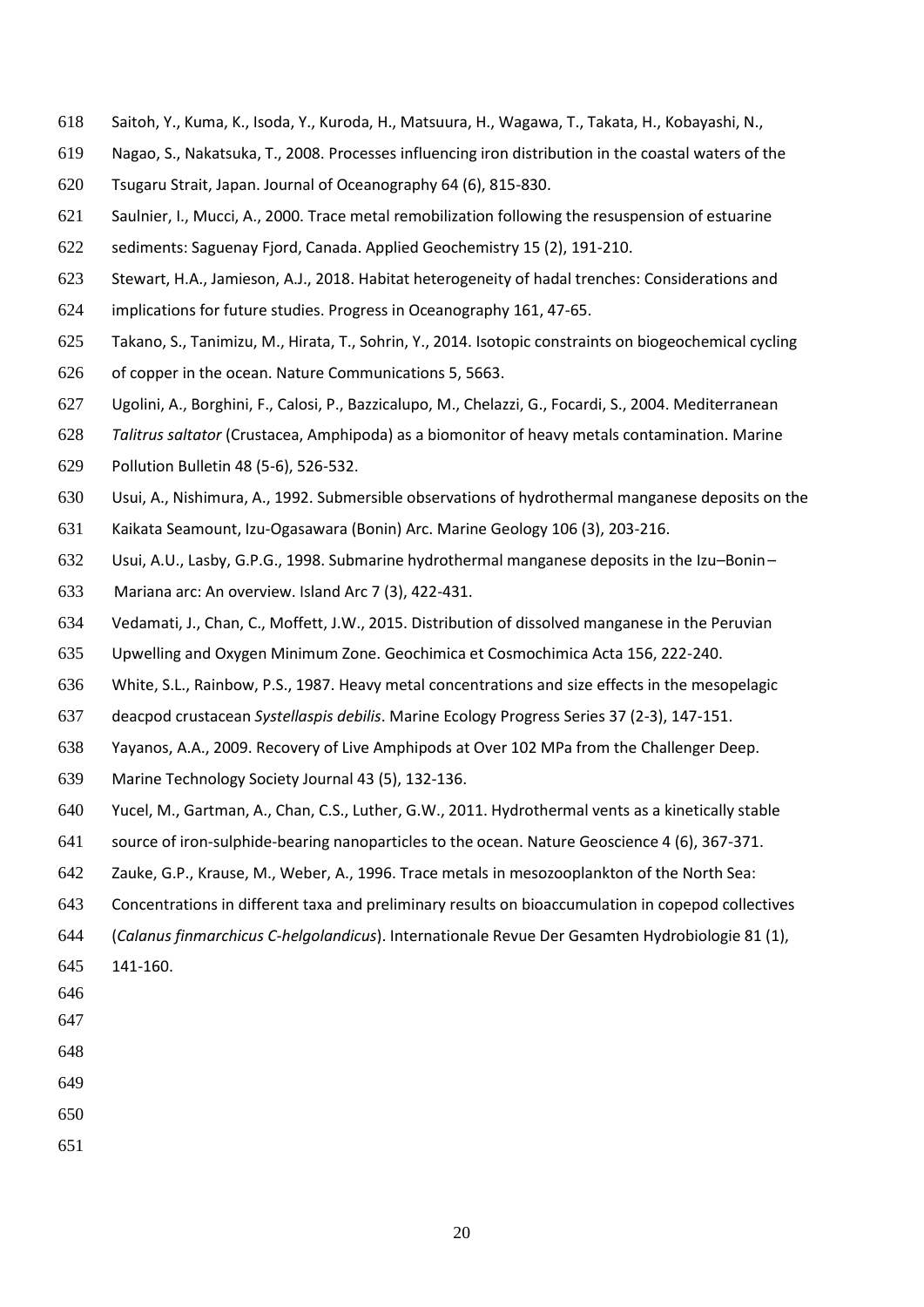Saitoh, Y., Kuma, K., Isoda, Y., Kuroda, H., Matsuura, H., Wagawa, T., Takata, H., Kobayashi, N., Nagao, S., Nakatsuka, T., 2008. Processes influencing iron distribution in the coastal waters of the Tsugaru Strait, Japan. Journal of Oceanography 64 (6), 815-830.

Saulnier, I., Mucci, A., 2000. Trace metal remobilization following the resuspension of estuarine sediments: Saguenay Fjord, Canada. Applied Geochemistry 15 (2), 191-210.

Stewart, H.A., Jamieson, A.J., 2018. Habitat heterogeneity of hadal trenches: Considerations and implications for future studies. Progress in Oceanography 161, 47-65.

Takano, S., Tanimizu, M., Hirata, T., Sohrin, Y., 2014. Isotopic constraints on biogeochemical cycling of copper in the ocean. Nature Communications 5, 5663.

Ugolini, A., Borghini, F., Calosi, P., Bazzicalupo, M., Chelazzi, G., Focardi, S., 2004. Mediterranean *Talitrus saltator* (Crustacea, Amphipoda) as a biomonitor of heavy metals contamination. Marine Pollution Bulletin 48 (5-6), 526-532.

Usui, A., Nishimura, A., 1992. Submersible observations of hydrothermal manganese deposits on the Kaikata Seamount, Izu-Ogasawara (Bonin) Arc. Marine Geology 106 (3), 203-216.

Usui, A.U., Lasby, G.P.G., 1998. Submarine hydrothermal manganese deposits in the Izu–Bonin–Mariana arc: An overview. Island Arc 7 (3), 422-431.

Vedamati, J., Chan, C., Moffett, J.W., 2015. Distribution of dissolved manganese in the Peruvian Upwelling and Oxygen Minimum Zone. Geochimica et Cosmochimica Acta 156, 222-240.

White, S.L., Rainbow, P.S., 1987. Heavy metal concentrations and size effects in the mesopelagic deacpod crustacean *Systellaspis debilis*. Marine Ecology Progress Series 37 (2-3), 147-151.

Yayanos, A.A., 2009. Recovery of Live Amphipods at Over 102 MPa from the Challenger Deep. Marine Technology Society Journal 43 (5), 132-136.

Yucel, M., Gartman, A., Chan, C.S., Luther, G.W., 2011. Hydrothermal vents as a kinetically stable source of iron-sulphide-bearing nanoparticles to the ocean. Nature Geoscience 4 (6), 367-371.

Zauke, G.P., Krause, M., Weber, A., 1996. Trace metals in mesozooplankton of the North Sea: Concentrations in different taxa and preliminary results on bioaccumulation in copepod collectives (*Calanus finmarchicus C-helgolandicus*). Internationale Revue Der Gesamten Hydrobiologie 81 (1), 141-160.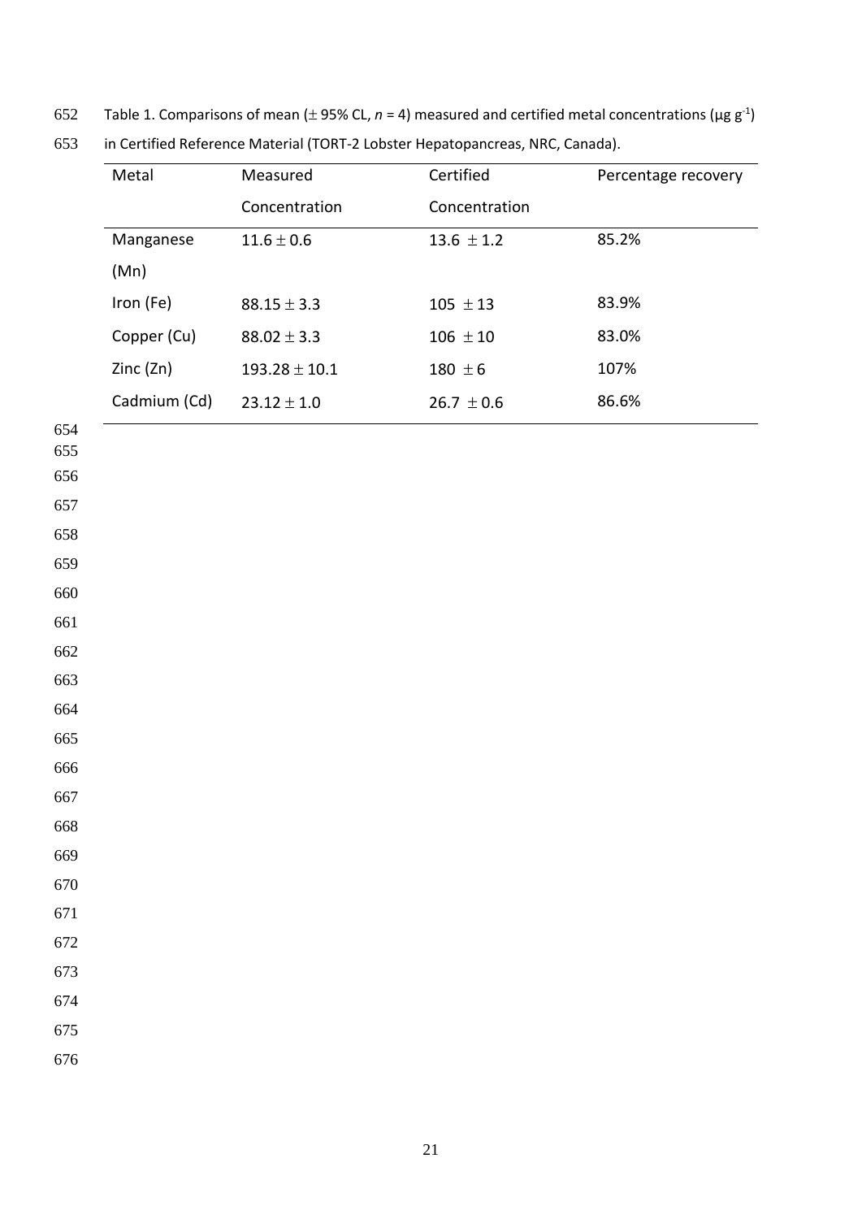Table 1. Comparisons of mean ($\pm$ 95% CL, $n$ = 4) measured and certified metal concentrations (μg $g^{-1}$) in Certified Reference Material (TORT-2 Lobster Hepatopancreas, NRC, Canada).

| Metal | Measured Concentration | Certified Concentration | Percentage recovery |
|---|---|---|---|
| Manganese (Mn) | $11.6 \pm 0.6$ | $13.6 \pm 1.2$ | 85.2% |
| Iron (Fe) | $88.15 \pm 3.3$ | $105 \pm 13$ | 83.9% |
| Copper (Cu) | $88.02 \pm 3.3$ | $106 \pm 10$ | 83.0% |
| Zinc (Zn) | $193.28 \pm 10.1$ | $180 \pm 6$ | 107% |
| Cadmium (Cd) | $23.12 \pm 1.0$ | $26.7 \pm 0.6$ | 86.6% |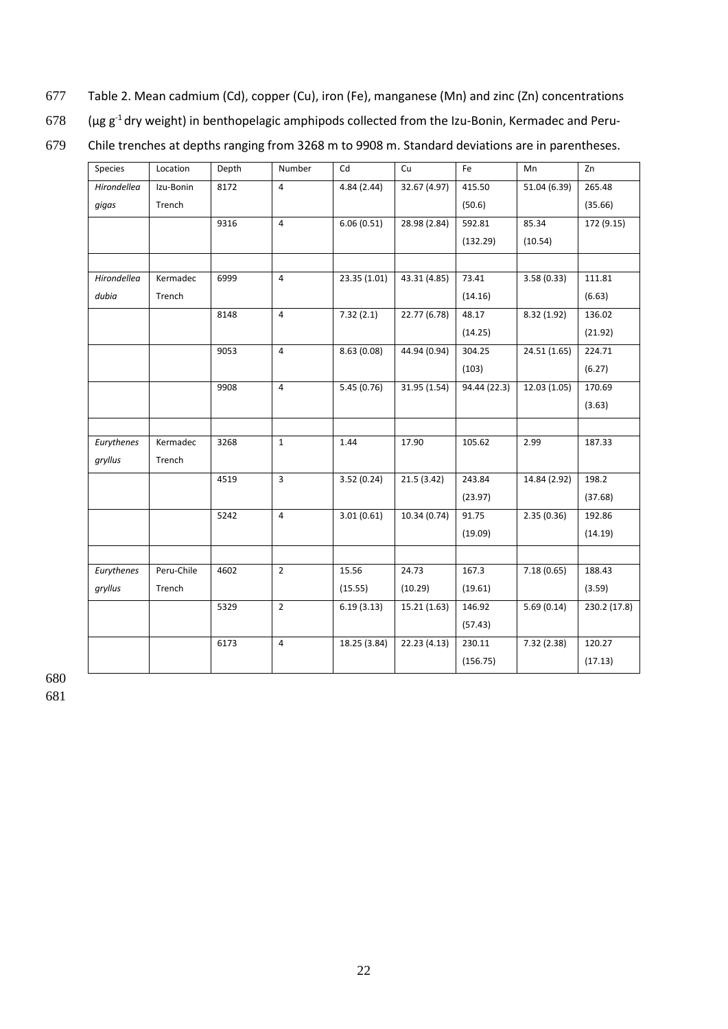Table 2. Mean cadmium (Cd), copper (Cu), iron (Fe), manganese (Mn) and zinc (Zn) concentrations ($\mu g\ g^{-1}$ dry weight) in benthopelagic amphipods collected from the Izu-Bonin, Kermadec and Peru-Chile trenches at depths ranging from 3268 m to 9908 m. Standard deviations are in parentheses.

| Species | Location | Depth | Number | Cd | Cu | Fe | Mn | Zn |
|---|---|---|---|---|---|---|---|---|
| *Hirondellea gigas* | Izu-Bonin Trench | 8172 | 4 | 4.84 (2.44) | 32.67 (4.97) | 415.50 (50.6) | 51.04 (6.39) | 265.48 (35.66) |
| | | 9316 | 4 | 6.06 (0.51) | 28.98 (2.84) | 592.81 (132.29) | 85.34 (10.54) | 172 (9.15) |
| | | | | | | | | |
| *Hirondellea dubia* | Kermadec Trench | 6999 | 4 | 23.35 (1.01) | 43.31 (4.85) | 73.41 (14.16) | 3.58 (0.33) | 111.81 (6.63) |
| | | 8148 | 4 | 7.32 (2.1) | 22.77 (6.78) | 48.17 (14.25) | 8.32 (1.92) | 136.02 (21.92) |
| | | 9053 | 4 | 8.63 (0.08) | 44.94 (0.94) | 304.25 (103) | 24.51 (1.65) | 224.71 (6.27) |
| | | 9908 | 4 | 5.45 (0.76) | 31.95 (1.54) | 94.44 (22.3) | 12.03 (1.05) | 170.69 (3.63) |
| | | | | | | | | |
| *Eurythenes gryllus* | Kermadec Trench | 3268 | 1 | 1.44 | 17.90 | 105.62 | 2.99 | 187.33 |
| | | 4519 | 3 | 3.52 (0.24) | 21.5 (3.42) | 243.84 (23.97) | 14.84 (2.92) | 198.2 (37.68) |
| | | 5242 | 4 | 3.01 (0.61) | 10.34 (0.74) | 91.75 (19.09) | 2.35 (0.36) | 192.86 (14.19) |
| | | | | | | | | |
| *Eurythenes gryllus* | Peru-Chile Trench | 4602 | 2 | 15.56 (15.55) | 24.73 (10.29) | 167.3 (19.61) | 7.18 (0.65) | 188.43 (3.59) |
| | | 5329 | 2 | 6.19 (3.13) | 15.21 (1.63) | 146.92 (57.43) | 5.69 (0.14) | 230.2 (17.8) |
| | | 6173 | 4 | 18.25 (3.84) | 22.23 (4.13) | 230.11 (156.75) | 7.32 (2.38) | 120.27 (17.13) |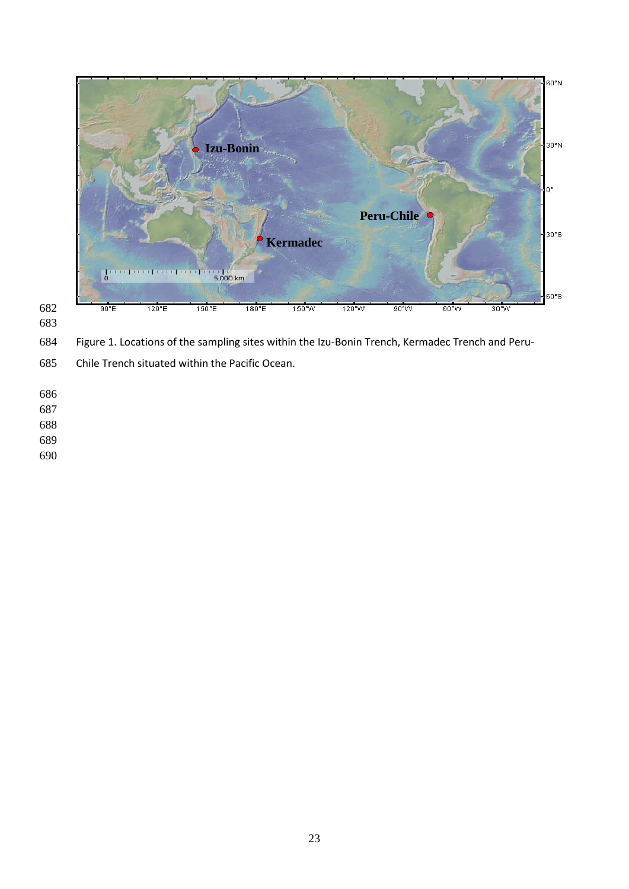Figure 1. Locations of the sampling sites within the Izu-Bonin Trench, Kermadec Trench and Peru-Chile Trench situated within the Pacific Ocean.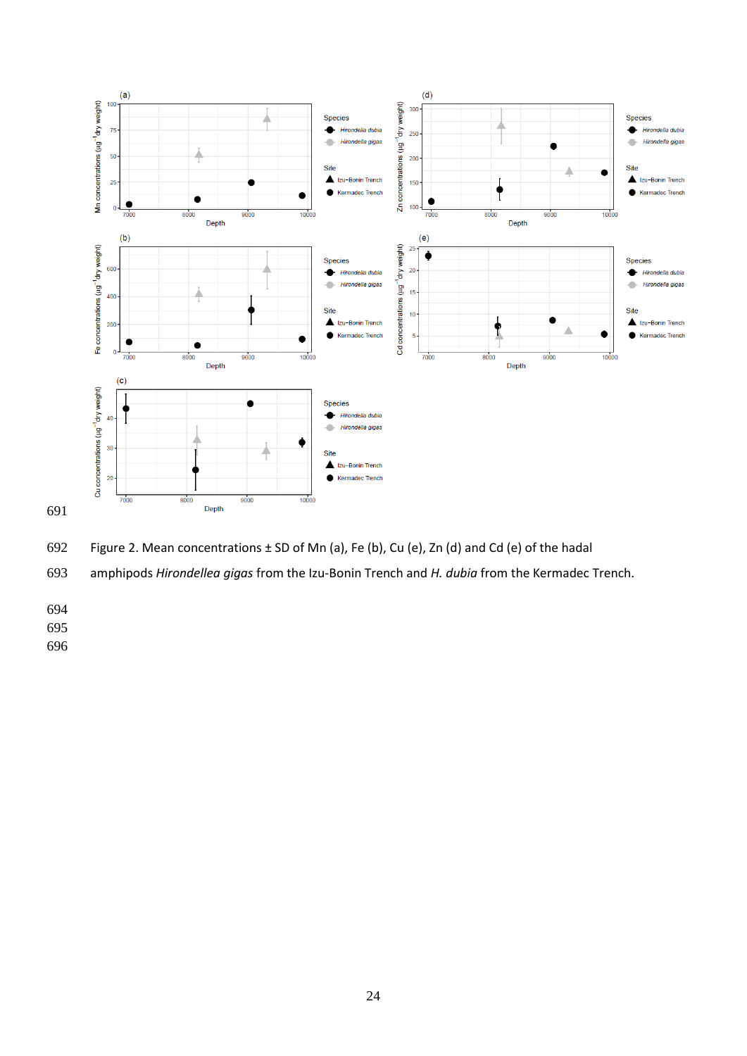Figure 2. Mean concentrations ± SD of Mn (a), Fe (b), Cu (e), Zn (d) and Cd (e) of the hadal amphipods *Hirondellea gigas* from the Izu-Bonin Trench and *H. dubia* from the Kermadec Trench.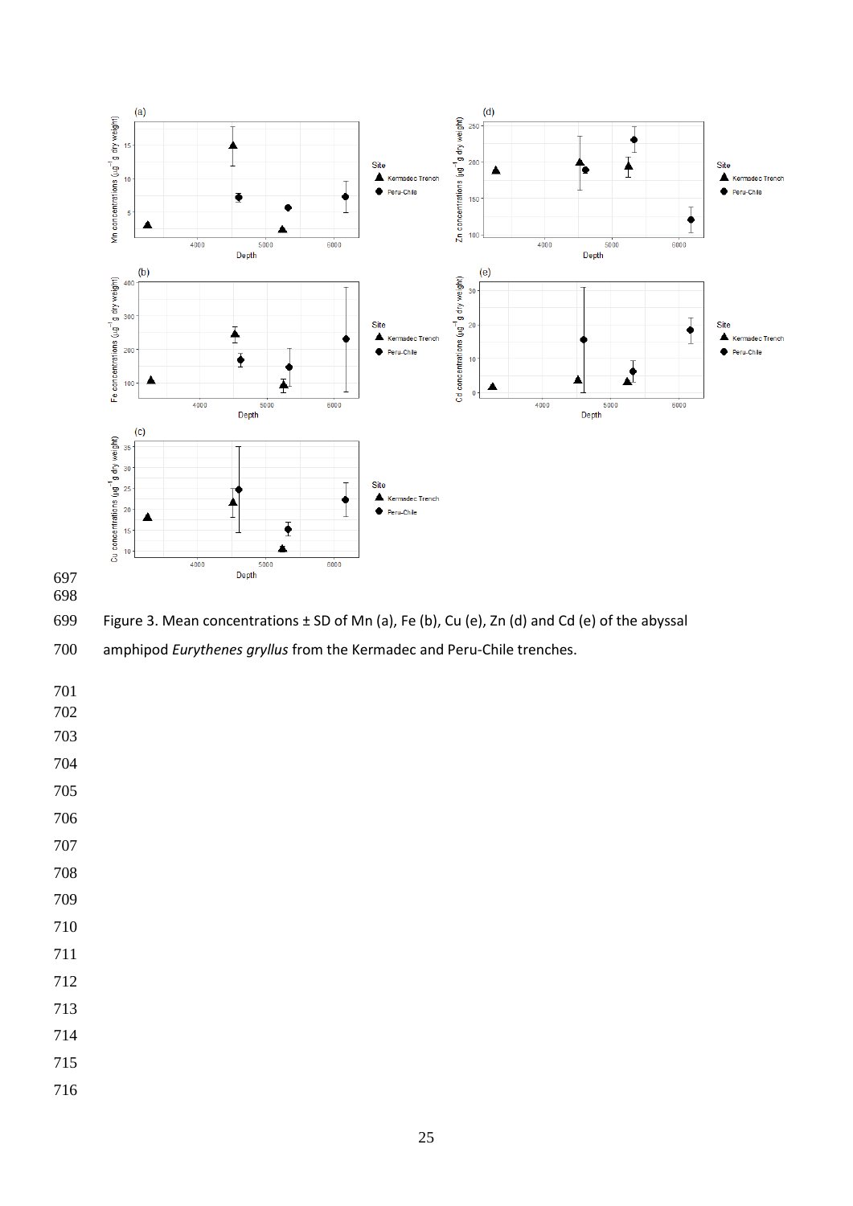Figure 3. Mean concentrations ± SD of Mn (a), Fe (b), Cu (e), Zn (d) and Cd (e) of the abyssal amphipod *Eurythenes gryllus* from the Kermadec and Peru-Chile trenches.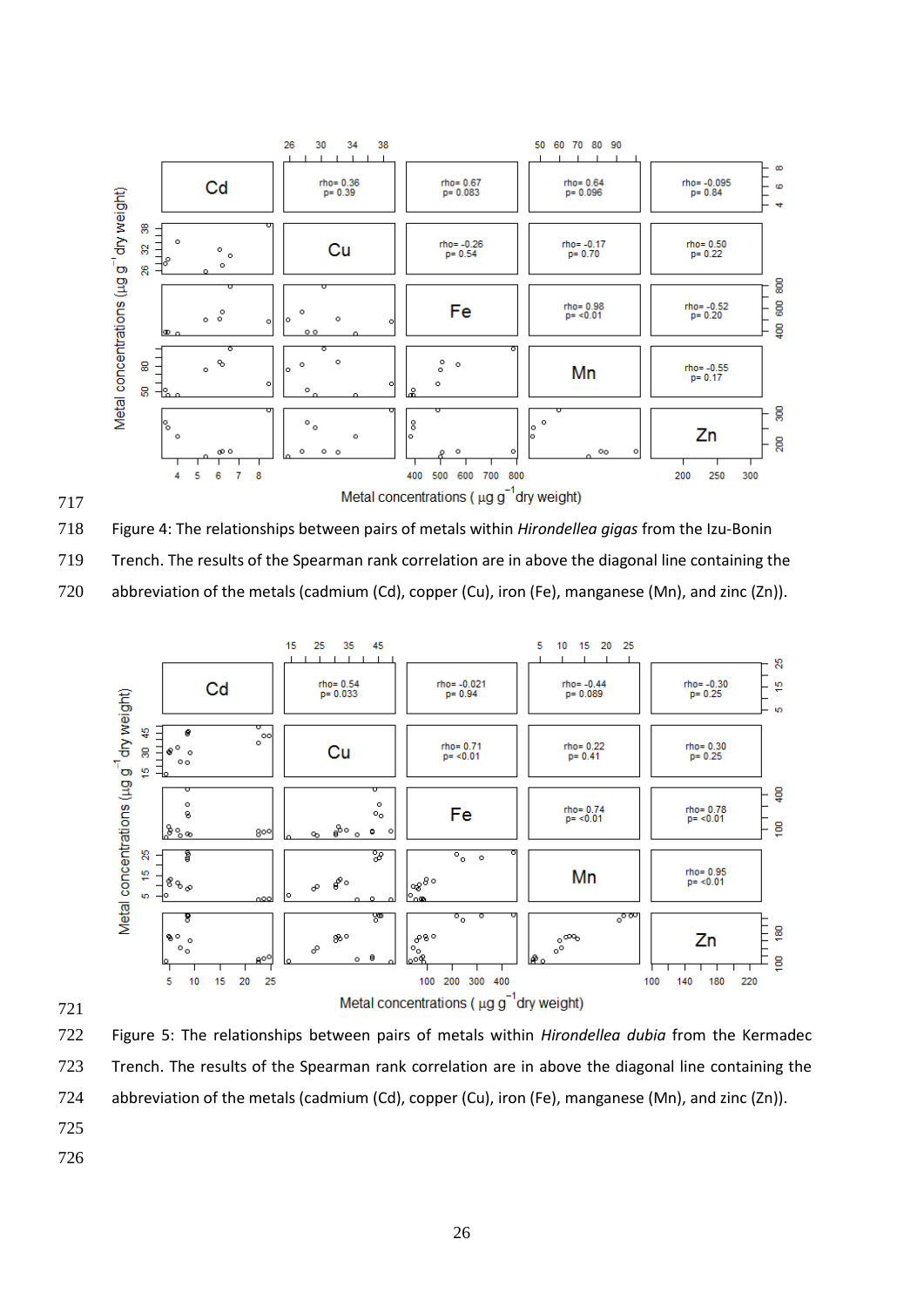Figure 4: The relationships between pairs of metals within *Hirondellea gigas* from the Izu-Bonin Trench. The results of the Spearman rank correlation are in above the diagonal line containing the abbreviation of the metals (cadmium (Cd), copper (Cu), iron (Fe), manganese (Mn), and zinc (Zn)).

Figure 5: The relationships between pairs of metals within *Hirondellea dubia* from the Kermadec Trench. The results of the Spearman rank correlation are in above the diagonal line containing the abbreviation of the metals (cadmium (Cd), copper (Cu), iron (Fe), manganese (Mn), and zinc (Zn)).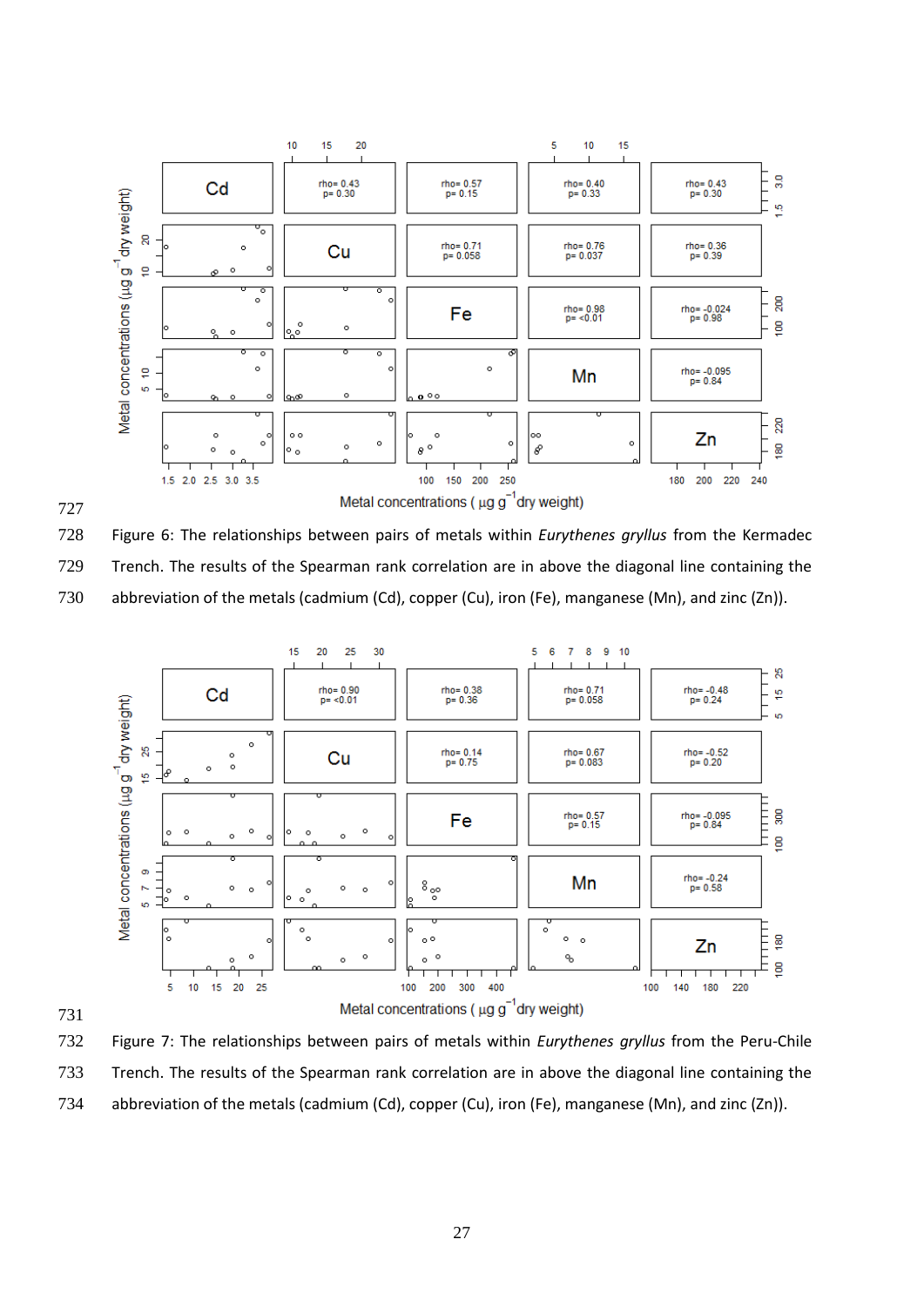Cd

rho= 0.43
p= 0.30

rho= 0.57
p= 0.15

rho= 0.40
p= 0.33

rho= 0.43
p= 0.30

Cu

rho= 0.71
p= 0.058

rho= 0.76
p= 0.037

rho= 0.36
p= 0.39

Fe

rho= 0.98
p= <0.01

rho= -0.024
p= 0.98

Mn

rho= -0.095
p= 0.84

Zn

Metal concentrations (μg g$^{-1}$ dry weight)

Metal concentrations ( μg g$^{-1}$dry weight)

727

728 Figure 6: The relationships between pairs of metals within *Eurythenes gryllus* from the Kermadec
729 Trench. The results of the Spearman rank correlation are in above the diagonal line containing the
730 abbreviation of the metals (cadmium (Cd), copper (Cu), iron (Fe), manganese (Mn), and zinc (Zn)).

Cd

rho= 0.90
p= <0.01

rho= 0.38
p= 0.36

rho= 0.71
p= 0.058

rho= -0.48
p= 0.24

Cu

rho= 0.14
p= 0.75

rho= 0.67
p= 0.083

rho= -0.52
p= 0.20

Fe

rho= 0.57
p= 0.15

rho= -0.095
p= 0.84

Mn

rho= -0.24
p= 0.58

Zn

Metal concentrations (μg g$^{-1}$ dry weight)

Metal concentrations ( μg g$^{-1}$dry weight)

731

732 Figure 7: The relationships between pairs of metals within *Eurythenes gryllus* from the Peru-Chile
733 Trench. The results of the Spearman rank correlation are in above the diagonal line containing the
734 abbreviation of the metals (cadmium (Cd), copper (Cu), iron (Fe), manganese (Mn), and zinc (Zn)).